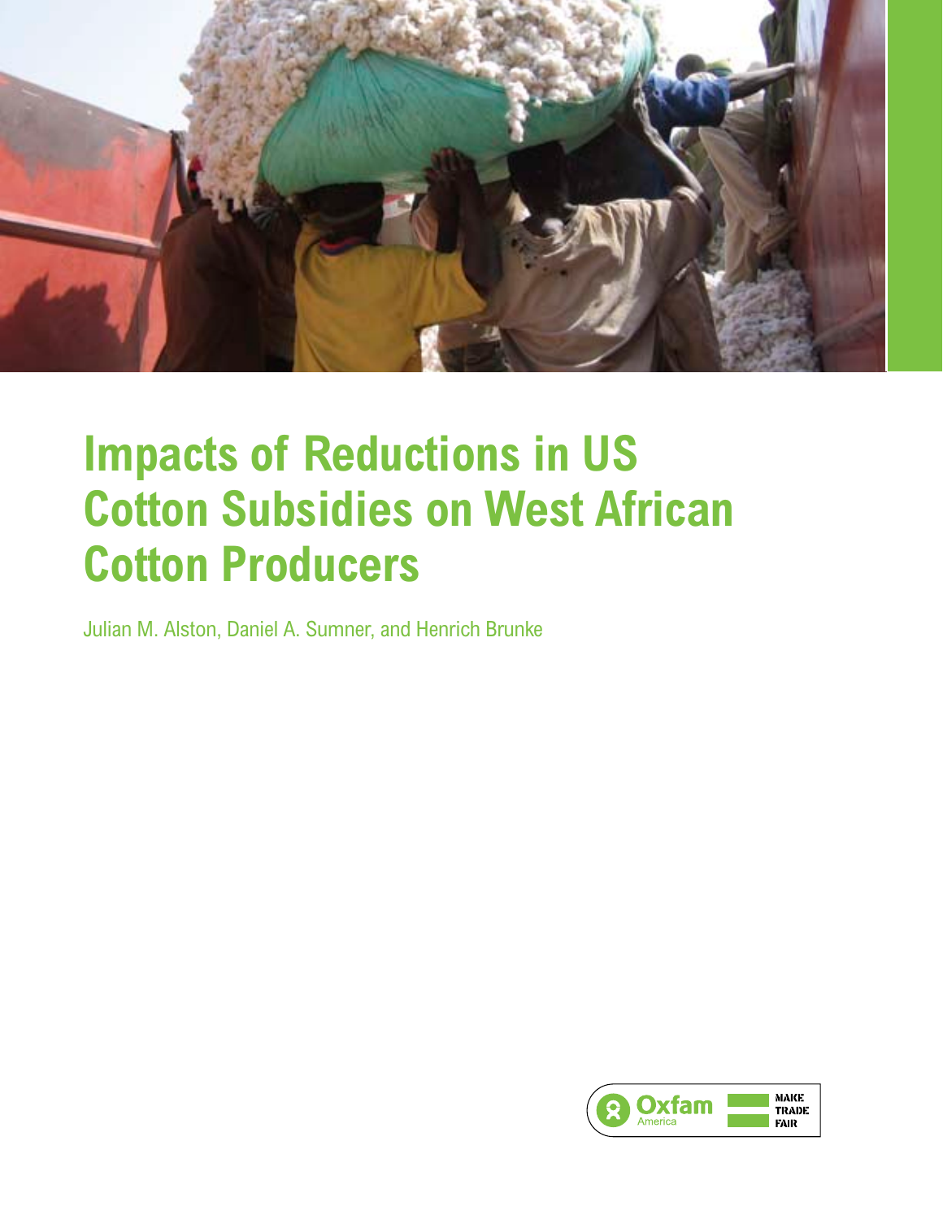# Impacts of Reductions in US Cotton Subsidies on West African Cotton Producers

Julian M. Alston, Daniel A. Sumner, and Henrich Brunke

Oxfam America

MAKE TRADE FAIR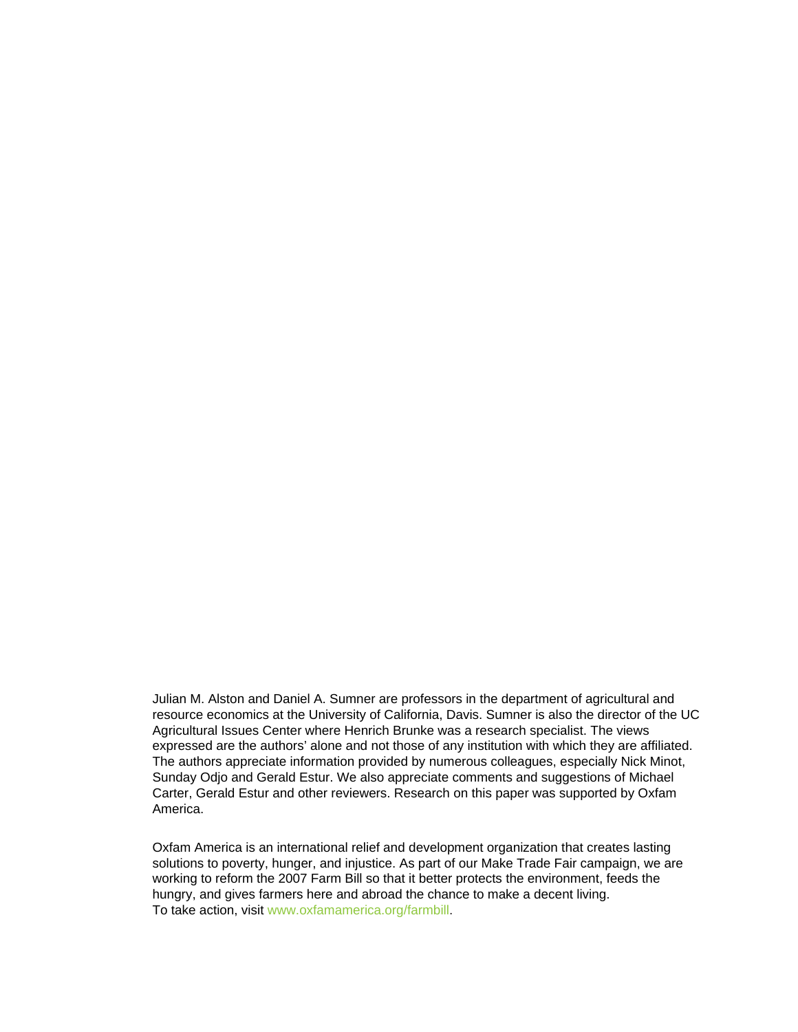Julian M. Alston and Daniel A. Sumner are professors in the department of agricultural and resource economics at the University of California, Davis. Sumner is also the director of the UC Agricultural Issues Center where Henrich Brunke was a research specialist. The views expressed are the authors' alone and not those of any institution with which they are affiliated. The authors appreciate information provided by numerous colleagues, especially Nick Minot, Sunday Odjo and Gerald Estur. We also appreciate comments and suggestions of Michael Carter, Gerald Estur and other reviewers. Research on this paper was supported by Oxfam America.

Oxfam America is an international relief and development organization that creates lasting solutions to poverty, hunger, and injustice. As part of our Make Trade Fair campaign, we are working to reform the 2007 Farm Bill so that it better protects the environment, feeds the hungry, and gives farmers here and abroad the chance to make a decent living.
To take action, visit www.oxfamamerica.org/farmbill.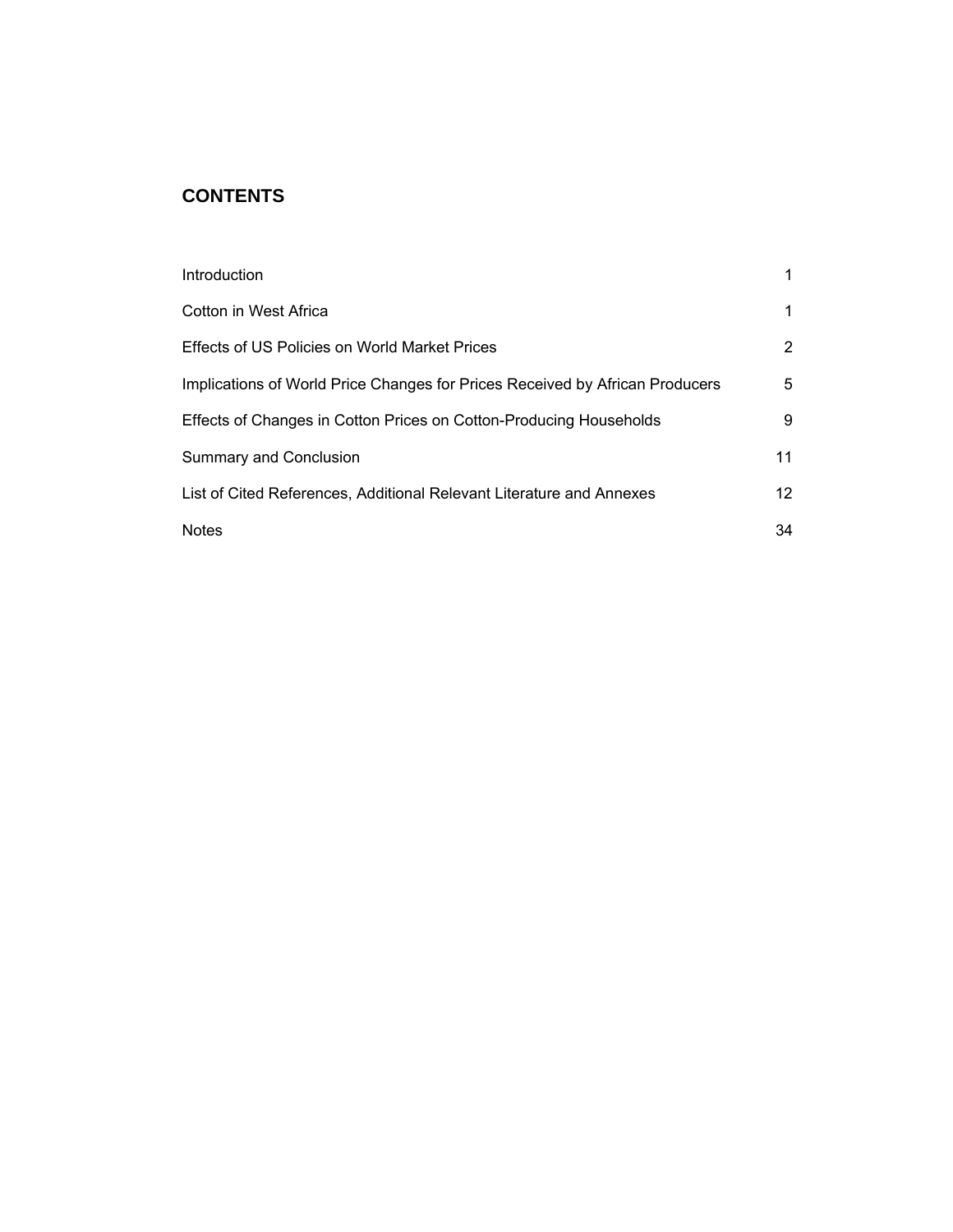## CONTENTS

| | |
|---|---|
| Introduction | 1 |
| Cotton in West Africa | 1 |
| Effects of US Policies on World Market Prices | 2 |
| Implications of World Price Changes for Prices Received by African Producers | 5 |
| Effects of Changes in Cotton Prices on Cotton-Producing Households | 9 |
| Summary and Conclusion | 11 |
| List of Cited References, Additional Relevant Literature and Annexes | 12 |
| Notes | 34 |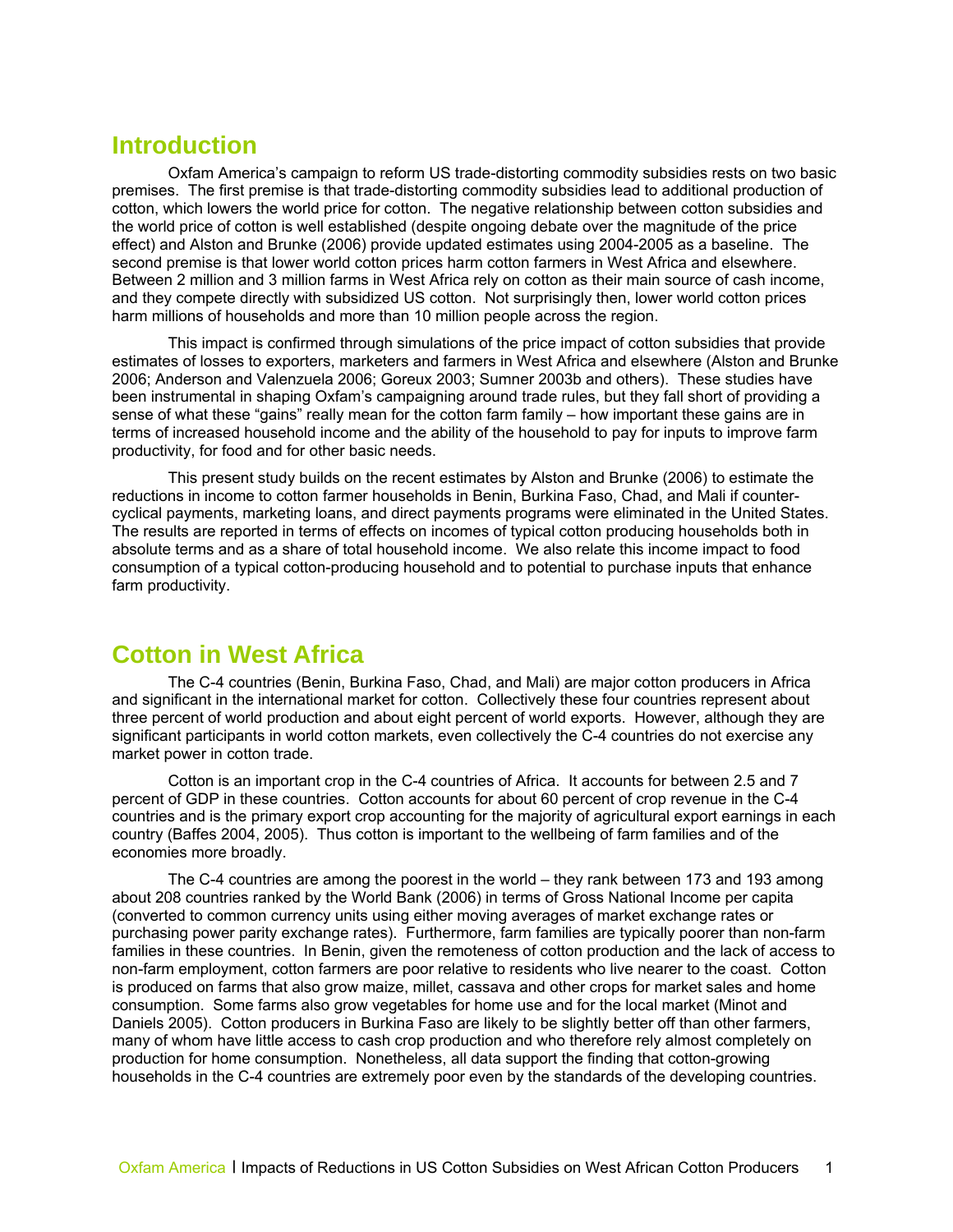# Introduction

Oxfam America's campaign to reform US trade-distorting commodity subsidies rests on two basic premises. The first premise is that trade-distorting commodity subsidies lead to additional production of cotton, which lowers the world price for cotton. The negative relationship between cotton subsidies and the world price of cotton is well established (despite ongoing debate over the magnitude of the price effect) and Alston and Brunke (2006) provide updated estimates using 2004-2005 as a baseline. The second premise is that lower world cotton prices harm cotton farmers in West Africa and elsewhere. Between 2 million and 3 million farms in West Africa rely on cotton as their main source of cash income, and they compete directly with subsidized US cotton. Not surprisingly then, lower world cotton prices harm millions of households and more than 10 million people across the region.

This impact is confirmed through simulations of the price impact of cotton subsidies that provide estimates of losses to exporters, marketers and farmers in West Africa and elsewhere (Alston and Brunke 2006; Anderson and Valenzuela 2006; Goreux 2003; Sumner 2003b and others). These studies have been instrumental in shaping Oxfam's campaigning around trade rules, but they fall short of providing a sense of what these "gains" really mean for the cotton farm family – how important these gains are in terms of increased household income and the ability of the household to pay for inputs to improve farm productivity, for food and for other basic needs.

This present study builds on the recent estimates by Alston and Brunke (2006) to estimate the reductions in income to cotton farmer households in Benin, Burkina Faso, Chad, and Mali if counter-cyclical payments, marketing loans, and direct payments programs were eliminated in the United States. The results are reported in terms of effects on incomes of typical cotton producing households both in absolute terms and as a share of total household income. We also relate this income impact to food consumption of a typical cotton-producing household and to potential to purchase inputs that enhance farm productivity.

# Cotton in West Africa

The C-4 countries (Benin, Burkina Faso, Chad, and Mali) are major cotton producers in Africa and significant in the international market for cotton. Collectively these four countries represent about three percent of world production and about eight percent of world exports. However, although they are significant participants in world cotton markets, even collectively the C-4 countries do not exercise any market power in cotton trade.

Cotton is an important crop in the C-4 countries of Africa. It accounts for between 2.5 and 7 percent of GDP in these countries. Cotton accounts for about 60 percent of crop revenue in the C-4 countries and is the primary export crop accounting for the majority of agricultural export earnings in each country (Baffes 2004, 2005). Thus cotton is important to the wellbeing of farm families and of the economies more broadly.

The C-4 countries are among the poorest in the world – they rank between 173 and 193 among about 208 countries ranked by the World Bank (2006) in terms of Gross National Income per capita (converted to common currency units using either moving averages of market exchange rates or purchasing power parity exchange rates). Furthermore, farm families are typically poorer than non-farm families in these countries. In Benin, given the remoteness of cotton production and the lack of access to non-farm employment, cotton farmers are poor relative to residents who live nearer to the coast. Cotton is produced on farms that also grow maize, millet, cassava and other crops for market sales and home consumption. Some farms also grow vegetables for home use and for the local market (Minot and Daniels 2005). Cotton producers in Burkina Faso are likely to be slightly better off than other farmers, many of whom have little access to cash crop production and who therefore rely almost completely on production for home consumption. Nonetheless, all data support the finding that cotton-growing households in the C-4 countries are extremely poor even by the standards of the developing countries.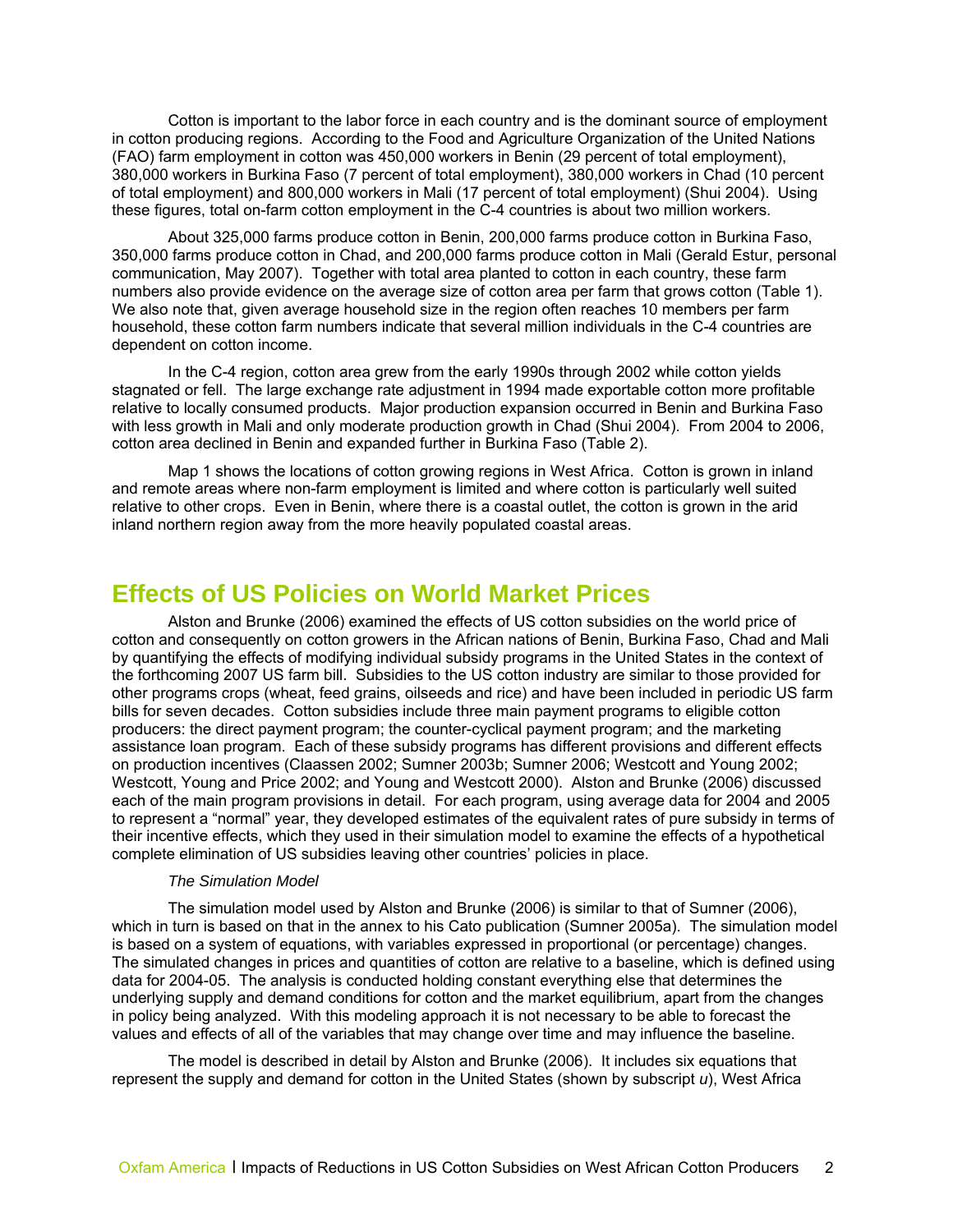Cotton is important to the labor force in each country and is the dominant source of employment in cotton producing regions. According to the Food and Agriculture Organization of the United Nations (FAO) farm employment in cotton was 450,000 workers in Benin (29 percent of total employment), 380,000 workers in Burkina Faso (7 percent of total employment), 380,000 workers in Chad (10 percent of total employment) and 800,000 workers in Mali (17 percent of total employment) (Shui 2004). Using these figures, total on-farm cotton employment in the C-4 countries is about two million workers.

About 325,000 farms produce cotton in Benin, 200,000 farms produce cotton in Burkina Faso, 350,000 farms produce cotton in Chad, and 200,000 farms produce cotton in Mali (Gerald Estur, personal communication, May 2007). Together with total area planted to cotton in each country, these farm numbers also provide evidence on the average size of cotton area per farm that grows cotton (Table 1). We also note that, given average household size in the region often reaches 10 members per farm household, these cotton farm numbers indicate that several million individuals in the C-4 countries are dependent on cotton income.

In the C-4 region, cotton area grew from the early 1990s through 2002 while cotton yields stagnated or fell. The large exchange rate adjustment in 1994 made exportable cotton more profitable relative to locally consumed products. Major production expansion occurred in Benin and Burkina Faso with less growth in Mali and only moderate production growth in Chad (Shui 2004). From 2004 to 2006, cotton area declined in Benin and expanded further in Burkina Faso (Table 2).

Map 1 shows the locations of cotton growing regions in West Africa. Cotton is grown in inland and remote areas where non-farm employment is limited and where cotton is particularly well suited relative to other crops. Even in Benin, where there is a coastal outlet, the cotton is grown in the arid inland northern region away from the more heavily populated coastal areas.

# Effects of US Policies on World Market Prices

Alston and Brunke (2006) examined the effects of US cotton subsidies on the world price of cotton and consequently on cotton growers in the African nations of Benin, Burkina Faso, Chad and Mali by quantifying the effects of modifying individual subsidy programs in the United States in the context of the forthcoming 2007 US farm bill. Subsidies to the US cotton industry are similar to those provided for other programs crops (wheat, feed grains, oilseeds and rice) and have been included in periodic US farm bills for seven decades. Cotton subsidies include three main payment programs to eligible cotton producers: the direct payment program; the counter-cyclical payment program; and the marketing assistance loan program. Each of these subsidy programs has different provisions and different effects on production incentives (Claassen 2002; Sumner 2003b; Sumner 2006; Westcott and Young 2002; Westcott, Young and Price 2002; and Young and Westcott 2000). Alston and Brunke (2006) discussed each of the main program provisions in detail. For each program, using average data for 2004 and 2005 to represent a "normal" year, they developed estimates of the equivalent rates of pure subsidy in terms of their incentive effects, which they used in their simulation model to examine the effects of a hypothetical complete elimination of US subsidies leaving other countries' policies in place.

*The Simulation Model*

The simulation model used by Alston and Brunke (2006) is similar to that of Sumner (2006), which in turn is based on that in the annex to his Cato publication (Sumner 2005a). The simulation model is based on a system of equations, with variables expressed in proportional (or percentage) changes. The simulated changes in prices and quantities of cotton are relative to a baseline, which is defined using data for 2004-05. The analysis is conducted holding constant everything else that determines the underlying supply and demand conditions for cotton and the market equilibrium, apart from the changes in policy being analyzed. With this modeling approach it is not necessary to be able to forecast the values and effects of all of the variables that may change over time and may influence the baseline.

The model is described in detail by Alston and Brunke (2006). It includes six equations that represent the supply and demand for cotton in the United States (shown by subscript $u$), West Africa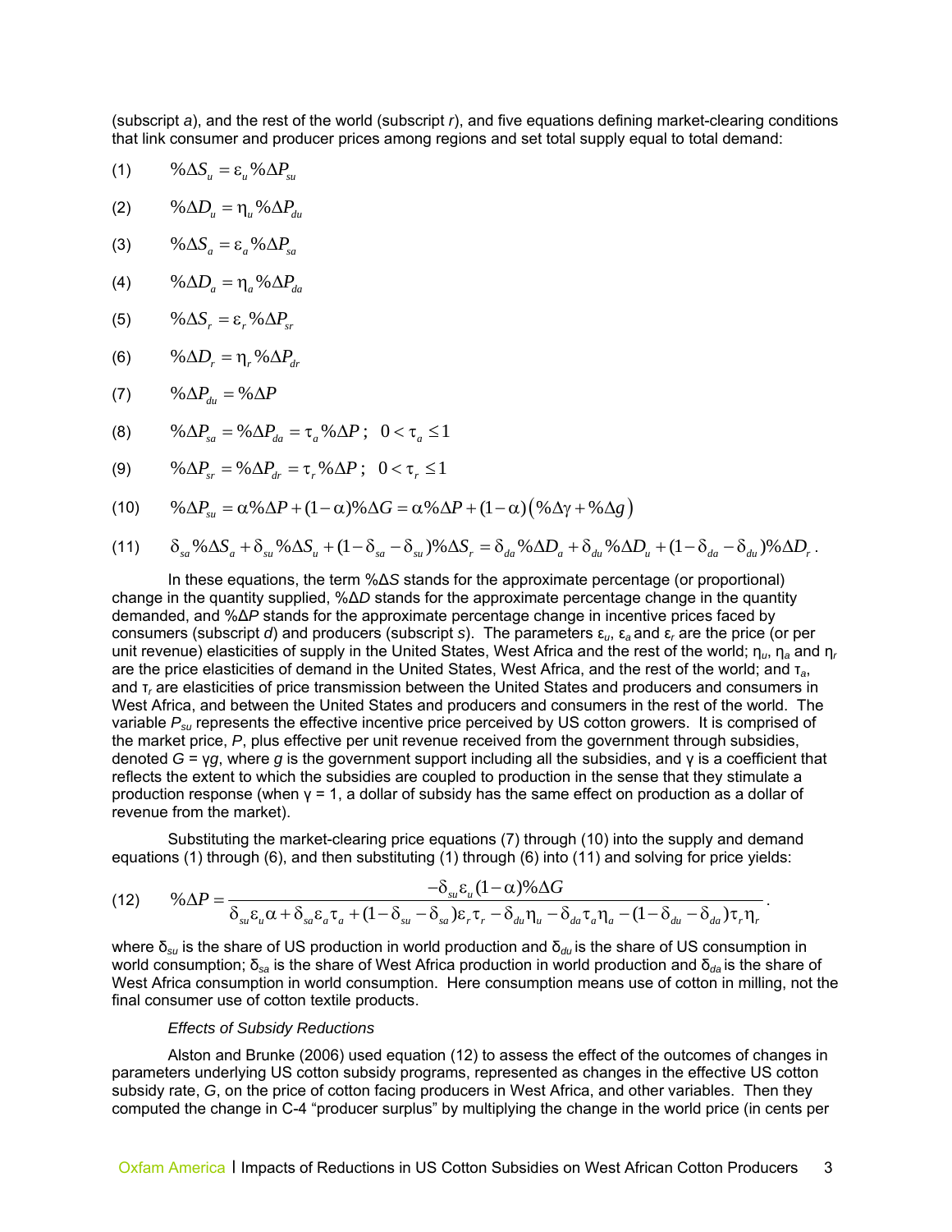(subscript *a*), and the rest of the world (subscript *r*), and five equations defining market-clearing conditions that link consumer and producer prices among regions and set total supply equal to total demand:

(1) $\%\Delta S_u = \varepsilon_u \%\Delta P_{su}$

(2) $\%\Delta D_u = \eta_u \%\Delta P_{du}$

(3) $\%\Delta S_a = \varepsilon_a \%\Delta P_{sa}$

(4) $\%\Delta D_a = \eta_a \%\Delta P_{da}$

(5) $\%\Delta S_r = \varepsilon_r \%\Delta P_{sr}$

(6) $\%\Delta D_r = \eta_r \%\Delta P_{dr}$

(7) $\%\Delta P_{du} = \%\Delta P$

(8) $\%\Delta P_{sa} = \%\Delta P_{da} = \tau_a \%\Delta P\,;\quad 0 < \tau_a \leq 1$

(9) $\%\Delta P_{sr} = \%\Delta P_{dr} = \tau_r \%\Delta P\,;\quad 0 < \tau_r \leq 1$

(10) $\%\Delta P_{su} = \alpha \%\Delta P + (1-\alpha)\%\Delta G = \alpha \%\Delta P + (1-\alpha)\left(\%\Delta \gamma + \%\Delta g\right)$

(11) $\delta_{sa}\%\Delta S_a + \delta_{su}\%\Delta S_u + (1-\delta_{sa}-\delta_{su})\%\Delta S_r = \delta_{da}\%\Delta D_a + \delta_{du}\%\Delta D_u + (1-\delta_{da}-\delta_{du})\%\Delta D_r$ .

In these equations, the term %Δ*S* stands for the approximate percentage (or proportional) change in the quantity supplied, %Δ*D* stands for the approximate percentage change in the quantity demanded, and %Δ*P* stands for the approximate percentage change in incentive prices faced by consumers (subscript *d*) and producers (subscript *s*). The parameters $\varepsilon_u$, $\varepsilon_a$ and $\varepsilon_r$ are the price (or per unit revenue) elasticities of supply in the United States, West Africa and the rest of the world; $\eta_u$, $\eta_a$ and $\eta_r$ are the price elasticities of demand in the United States, West Africa, and the rest of the world; and $\tau_a$, and $\tau_r$ are elasticities of price transmission between the United States and producers and consumers in West Africa, and between the United States and producers and consumers in the rest of the world. The variable $P_{su}$ represents the effective incentive price perceived by US cotton growers. It is comprised of the market price, *P*, plus effective per unit revenue received from the government through subsidies, denoted $G = \gamma g$, where *g* is the government support including all the subsidies, and γ is a coefficient that reflects the extent to which the subsidies are coupled to production in the sense that they stimulate a production response (when γ = 1, a dollar of subsidy has the same effect on production as a dollar of revenue from the market).

Substituting the market-clearing price equations (7) through (10) into the supply and demand equations (1) through (6), and then substituting (1) through (6) into (11) and solving for price yields:

(12) $$\%\Delta P = \frac{-\delta_{su}\varepsilon_u(1-\alpha)\%\Delta G}{\delta_{su}\varepsilon_u\alpha + \delta_{sa}\varepsilon_a\tau_a + (1-\delta_{su}-\delta_{sa})\varepsilon_r\tau_r - \delta_{du}\eta_u - \delta_{da}\tau_a\eta_a - (1-\delta_{du}-\delta_{da})\tau_r\eta_r}.$$

where $\delta_{su}$ is the share of US production in world production and $\delta_{du}$ is the share of US consumption in world consumption; $\delta_{sa}$ is the share of West Africa production in world production and $\delta_{da}$ is the share of West Africa consumption in world consumption. Here consumption means use of cotton in milling, not the final consumer use of cotton textile products.

*Effects of Subsidy Reductions*

Alston and Brunke (2006) used equation (12) to assess the effect of the outcomes of changes in parameters underlying US cotton subsidy programs, represented as changes in the effective US cotton subsidy rate, *G*, on the price of cotton facing producers in West Africa, and other variables. Then they computed the change in C-4 "producer surplus" by multiplying the change in the world price (in cents per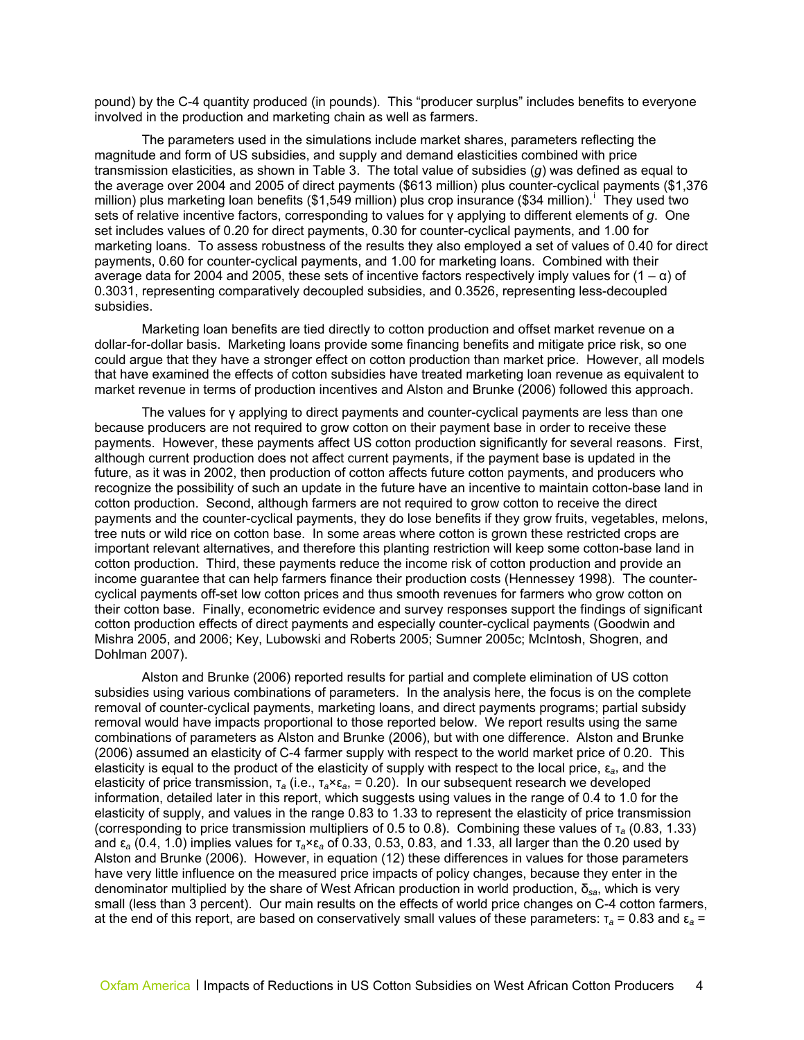pound) by the C-4 quantity produced (in pounds). This "producer surplus" includes benefits to everyone involved in the production and marketing chain as well as farmers.

The parameters used in the simulations include market shares, parameters reflecting the magnitude and form of US subsidies, and supply and demand elasticities combined with price transmission elasticities, as shown in Table 3. The total value of subsidies (*g*) was defined as equal to the average over 2004 and 2005 of direct payments ($613 million) plus counter-cyclical payments ($1,376 million) plus marketing loan benefits ($1,549 million) plus crop insurance ($34 million).[i] They used two sets of relative incentive factors, corresponding to values for $\gamma$ applying to different elements of *g*. One set includes values of 0.20 for direct payments, 0.30 for counter-cyclical payments, and 1.00 for marketing loans. To assess robustness of the results they also employed a set of values of 0.40 for direct payments, 0.60 for counter-cyclical payments, and 1.00 for marketing loans. Combined with their average data for 2004 and 2005, these sets of incentive factors respectively imply values for $(1 - \alpha)$ of 0.3031, representing comparatively decoupled subsidies, and 0.3526, representing less-decoupled subsidies.

Marketing loan benefits are tied directly to cotton production and offset market revenue on a dollar-for-dollar basis. Marketing loans provide some financing benefits and mitigate price risk, so one could argue that they have a stronger effect on cotton production than market price. However, all models that have examined the effects of cotton subsidies have treated marketing loan revenue as equivalent to market revenue in terms of production incentives and Alston and Brunke (2006) followed this approach.

The values for $\gamma$ applying to direct payments and counter-cyclical payments are less than one because producers are not required to grow cotton on their payment base in order to receive these payments. However, these payments affect US cotton production significantly for several reasons. First, although current production does not affect current payments, if the payment base is updated in the future, as it was in 2002, then production of cotton affects future cotton payments, and producers who recognize the possibility of such an update in the future have an incentive to maintain cotton-base land in cotton production. Second, although farmers are not required to grow cotton to receive the direct payments and the counter-cyclical payments, they do lose benefits if they grow fruits, vegetables, melons, tree nuts or wild rice on cotton base. In some areas where cotton is grown these restricted crops are important relevant alternatives, and therefore this planting restriction will keep some cotton-base land in cotton production. Third, these payments reduce the income risk of cotton production and provide an income guarantee that can help farmers finance their production costs (Hennessey 1998). The counter-cyclical payments off-set low cotton prices and thus smooth revenues for farmers who grow cotton on their cotton base. Finally, econometric evidence and survey responses support the findings of significant cotton production effects of direct payments and especially counter-cyclical payments (Goodwin and Mishra 2005, and 2006; Key, Lubowski and Roberts 2005; Sumner 2005c; McIntosh, Shogren, and Dohlman 2007).

Alston and Brunke (2006) reported results for partial and complete elimination of US cotton subsidies using various combinations of parameters. In the analysis here, the focus is on the complete removal of counter-cyclical payments, marketing loans, and direct payments programs; partial subsidy removal would have impacts proportional to those reported below. We report results using the same combinations of parameters as Alston and Brunke (2006), but with one difference. Alston and Brunke (2006) assumed an elasticity of C-4 farmer supply with respect to the world market price of 0.20. This elasticity is equal to the product of the elasticity of supply with respect to the local price, $\varepsilon_a$, and the elasticity of price transmission, $\tau_a$ (i.e., $\tau_a \times \varepsilon_a = 0.20$). In our subsequent research we developed information, detailed later in this report, which suggests using values in the range of 0.4 to 1.0 for the elasticity of supply, and values in the range 0.83 to 1.33 to represent the elasticity of price transmission (corresponding to price transmission multipliers of 0.5 to 0.8). Combining these values of $\tau_a$ (0.83, 1.33) and $\varepsilon_a$ (0.4, 1.0) implies values for $\tau_a \times \varepsilon_a$ of 0.33, 0.53, 0.83, and 1.33, all larger than the 0.20 used by Alston and Brunke (2006). However, in equation (12) these differences in values for those parameters have very little influence on the measured price impacts of policy changes, because they enter in the denominator multiplied by the share of West African production in world production, $\delta_{sa}$, which is very small (less than 3 percent). Our main results on the effects of world price changes on C-4 cotton farmers, at the end of this report, are based on conservatively small values of these parameters: $\tau_a = 0.83$ and $\varepsilon_a =$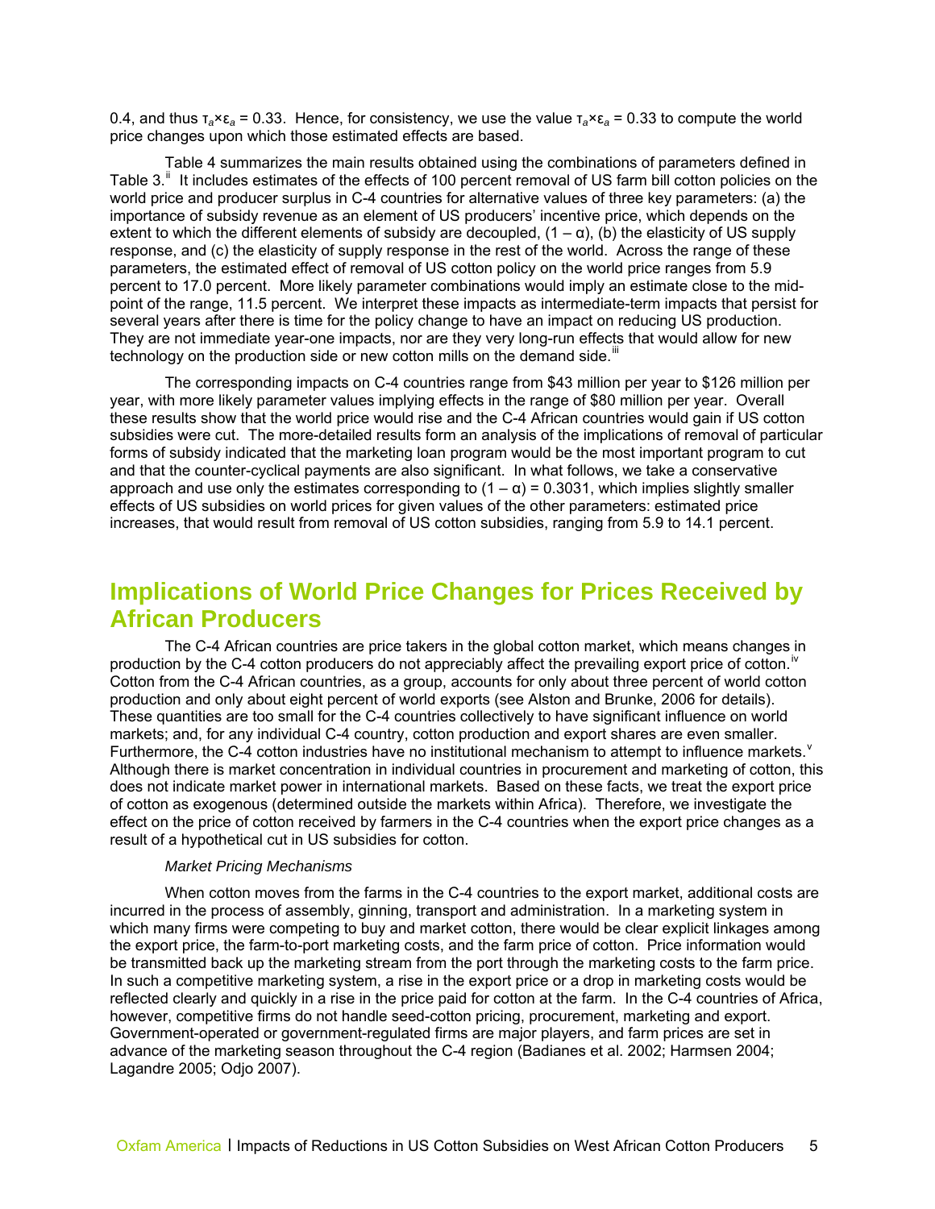0.4, and thus $\tau_a \times \varepsilon_a = 0.33$. Hence, for consistency, we use the value $\tau_a \times \varepsilon_a = 0.33$ to compute the world price changes upon which those estimated effects are based.

Table 4 summarizes the main results obtained using the combinations of parameters defined in Table 3.[ii] It includes estimates of the effects of 100 percent removal of US farm bill cotton policies on the world price and producer surplus in C-4 countries for alternative values of three key parameters: (a) the importance of subsidy revenue as an element of US producers' incentive price, which depends on the extent to which the different elements of subsidy are decoupled, $(1 - \alpha)$, (b) the elasticity of US supply response, and (c) the elasticity of supply response in the rest of the world. Across the range of these parameters, the estimated effect of removal of US cotton policy on the world price ranges from 5.9 percent to 17.0 percent. More likely parameter combinations would imply an estimate close to the mid-point of the range, 11.5 percent. We interpret these impacts as intermediate-term impacts that persist for several years after there is time for the policy change to have an impact on reducing US production. They are not immediate year-one impacts, nor are they very long-run effects that would allow for new technology on the production side or new cotton mills on the demand side.[iii]

The corresponding impacts on C-4 countries range from \$43 million per year to \$126 million per year, with more likely parameter values implying effects in the range of \$80 million per year. Overall these results show that the world price would rise and the C-4 African countries would gain if US cotton subsidies were cut. The more-detailed results form an analysis of the implications of removal of particular forms of subsidy indicated that the marketing loan program would be the most important program to cut and that the counter-cyclical payments are also significant. In what follows, we take a conservative approach and use only the estimates corresponding to $(1 - \alpha) = 0.3031$, which implies slightly smaller effects of US subsidies on world prices for given values of the other parameters: estimated price increases, that would result from removal of US cotton subsidies, ranging from 5.9 to 14.1 percent.

## Implications of World Price Changes for Prices Received by African Producers

The C-4 African countries are price takers in the global cotton market, which means changes in production by the C-4 cotton producers do not appreciably affect the prevailing export price of cotton.[iv] Cotton from the C-4 African countries, as a group, accounts for only about three percent of world cotton production and only about eight percent of world exports (see Alston and Brunke, 2006 for details). These quantities are too small for the C-4 countries collectively to have significant influence on world markets; and, for any individual C-4 country, cotton production and export shares are even smaller. Furthermore, the C-4 cotton industries have no institutional mechanism to attempt to influence markets.[v] Although there is market concentration in individual countries in procurement and marketing of cotton, this does not indicate market power in international markets. Based on these facts, we treat the export price of cotton as exogenous (determined outside the markets within Africa). Therefore, we investigate the effect on the price of cotton received by farmers in the C-4 countries when the export price changes as a result of a hypothetical cut in US subsidies for cotton.

*Market Pricing Mechanisms*

When cotton moves from the farms in the C-4 countries to the export market, additional costs are incurred in the process of assembly, ginning, transport and administration. In a marketing system in which many firms were competing to buy and market cotton, there would be clear explicit linkages among the export price, the farm-to-port marketing costs, and the farm price of cotton. Price information would be transmitted back up the marketing stream from the port through the marketing costs to the farm price. In such a competitive marketing system, a rise in the export price or a drop in marketing costs would be reflected clearly and quickly in a rise in the price paid for cotton at the farm. In the C-4 countries of Africa, however, competitive firms do not handle seed-cotton pricing, procurement, marketing and export. Government-operated or government-regulated firms are major players, and farm prices are set in advance of the marketing season throughout the C-4 region (Badianes et al. 2002; Harmsen 2004; Lagandre 2005; Odjo 2007).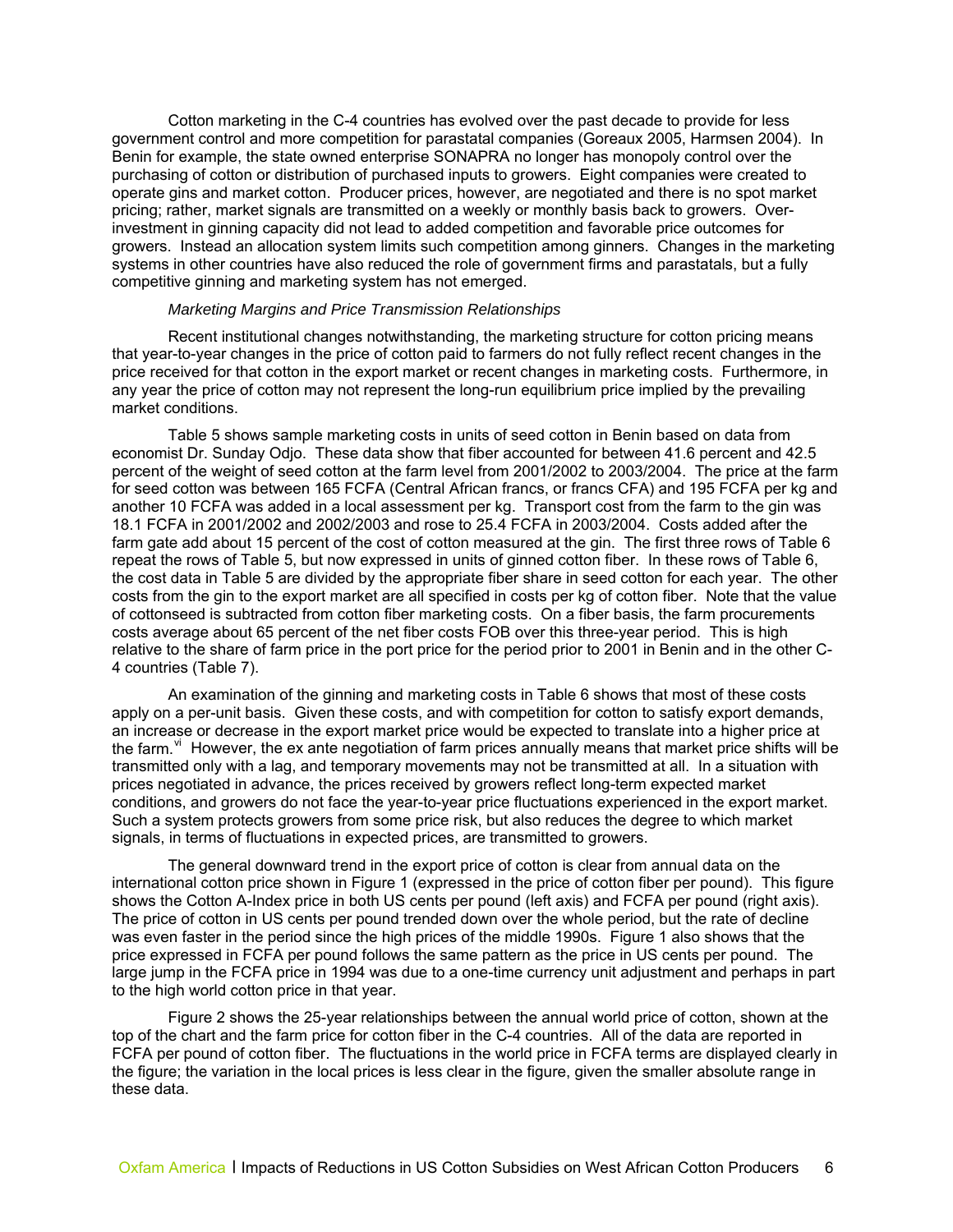Cotton marketing in the C-4 countries has evolved over the past decade to provide for less government control and more competition for parastatal companies (Goreaux 2005, Harmsen 2004). In Benin for example, the state owned enterprise SONAPRA no longer has monopoly control over the purchasing of cotton or distribution of purchased inputs to growers. Eight companies were created to operate gins and market cotton. Producer prices, however, are negotiated and there is no spot market pricing; rather, market signals are transmitted on a weekly or monthly basis back to growers. Over-investment in ginning capacity did not lead to added competition and favorable price outcomes for growers. Instead an allocation system limits such competition among ginners. Changes in the marketing systems in other countries have also reduced the role of government firms and parastatals, but a fully competitive ginning and marketing system has not emerged.

*Marketing Margins and Price Transmission Relationships*

Recent institutional changes notwithstanding, the marketing structure for cotton pricing means that year-to-year changes in the price of cotton paid to farmers do not fully reflect recent changes in the price received for that cotton in the export market or recent changes in marketing costs. Furthermore, in any year the price of cotton may not represent the long-run equilibrium price implied by the prevailing market conditions.

Table 5 shows sample marketing costs in units of seed cotton in Benin based on data from economist Dr. Sunday Odjo. These data show that fiber accounted for between 41.6 percent and 42.5 percent of the weight of seed cotton at the farm level from 2001/2002 to 2003/2004. The price at the farm for seed cotton was between 165 FCFA (Central African francs, or francs CFA) and 195 FCFA per kg and another 10 FCFA was added in a local assessment per kg. Transport cost from the farm to the gin was 18.1 FCFA in 2001/2002 and 2002/2003 and rose to 25.4 FCFA in 2003/2004. Costs added after the farm gate add about 15 percent of the cost of cotton measured at the gin. The first three rows of Table 6 repeat the rows of Table 5, but now expressed in units of ginned cotton fiber. In these rows of Table 6, the cost data in Table 5 are divided by the appropriate fiber share in seed cotton for each year. The other costs from the gin to the export market are all specified in costs per kg of cotton fiber. Note that the value of cottonseed is subtracted from cotton fiber marketing costs. On a fiber basis, the farm procurements costs average about 65 percent of the net fiber costs FOB over this three-year period. This is high relative to the share of farm price in the port price for the period prior to 2001 in Benin and in the other C-4 countries (Table 7).

An examination of the ginning and marketing costs in Table 6 shows that most of these costs apply on a per-unit basis. Given these costs, and with competition for cotton to satisfy export demands, an increase or decrease in the export market price would be expected to translate into a higher price at the farm.[vi] However, the ex ante negotiation of farm prices annually means that market price shifts will be transmitted only with a lag, and temporary movements may not be transmitted at all. In a situation with prices negotiated in advance, the prices received by growers reflect long-term expected market conditions, and growers do not face the year-to-year price fluctuations experienced in the export market. Such a system protects growers from some price risk, but also reduces the degree to which market signals, in terms of fluctuations in expected prices, are transmitted to growers.

The general downward trend in the export price of cotton is clear from annual data on the international cotton price shown in Figure 1 (expressed in the price of cotton fiber per pound). This figure shows the Cotton A-Index price in both US cents per pound (left axis) and FCFA per pound (right axis). The price of cotton in US cents per pound trended down over the whole period, but the rate of decline was even faster in the period since the high prices of the middle 1990s. Figure 1 also shows that the price expressed in FCFA per pound follows the same pattern as the price in US cents per pound. The large jump in the FCFA price in 1994 was due to a one-time currency unit adjustment and perhaps in part to the high world cotton price in that year.

Figure 2 shows the 25-year relationships between the annual world price of cotton, shown at the top of the chart and the farm price for cotton fiber in the C-4 countries. All of the data are reported in FCFA per pound of cotton fiber. The fluctuations in the world price in FCFA terms are displayed clearly in the figure; the variation in the local prices is less clear in the figure, given the smaller absolute range in these data.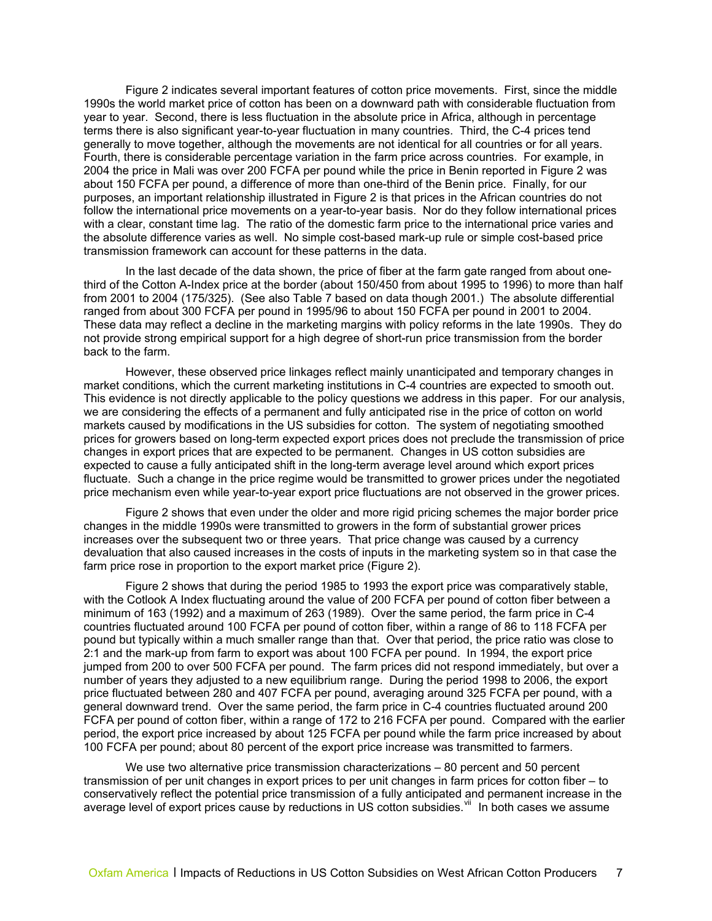Figure 2 indicates several important features of cotton price movements. First, since the middle 1990s the world market price of cotton has been on a downward path with considerable fluctuation from year to year. Second, there is less fluctuation in the absolute price in Africa, although in percentage terms there is also significant year-to-year fluctuation in many countries. Third, the C-4 prices tend generally to move together, although the movements are not identical for all countries or for all years. Fourth, there is considerable percentage variation in the farm price across countries. For example, in 2004 the price in Mali was over 200 FCFA per pound while the price in Benin reported in Figure 2 was about 150 FCFA per pound, a difference of more than one-third of the Benin price. Finally, for our purposes, an important relationship illustrated in Figure 2 is that prices in the African countries do not follow the international price movements on a year-to-year basis. Nor do they follow international prices with a clear, constant time lag. The ratio of the domestic farm price to the international price varies and the absolute difference varies as well. No simple cost-based mark-up rule or simple cost-based price transmission framework can account for these patterns in the data.

In the last decade of the data shown, the price of fiber at the farm gate ranged from about one-third of the Cotton A-Index price at the border (about 150/450 from about 1995 to 1996) to more than half from 2001 to 2004 (175/325). (See also Table 7 based on data though 2001.) The absolute differential ranged from about 300 FCFA per pound in 1995/96 to about 150 FCFA per pound in 2001 to 2004. These data may reflect a decline in the marketing margins with policy reforms in the late 1990s. They do not provide strong empirical support for a high degree of short-run price transmission from the border back to the farm.

However, these observed price linkages reflect mainly unanticipated and temporary changes in market conditions, which the current marketing institutions in C-4 countries are expected to smooth out. This evidence is not directly applicable to the policy questions we address in this paper. For our analysis, we are considering the effects of a permanent and fully anticipated rise in the price of cotton on world markets caused by modifications in the US subsidies for cotton. The system of negotiating smoothed prices for growers based on long-term expected export prices does not preclude the transmission of price changes in export prices that are expected to be permanent. Changes in US cotton subsidies are expected to cause a fully anticipated shift in the long-term average level around which export prices fluctuate. Such a change in the price regime would be transmitted to grower prices under the negotiated price mechanism even while year-to-year export price fluctuations are not observed in the grower prices.

Figure 2 shows that even under the older and more rigid pricing schemes the major border price changes in the middle 1990s were transmitted to growers in the form of substantial grower prices increases over the subsequent two or three years. That price change was caused by a currency devaluation that also caused increases in the costs of inputs in the marketing system so in that case the farm price rose in proportion to the export market price (Figure 2).

Figure 2 shows that during the period 1985 to 1993 the export price was comparatively stable, with the Cotlook A Index fluctuating around the value of 200 FCFA per pound of cotton fiber between a minimum of 163 (1992) and a maximum of 263 (1989). Over the same period, the farm price in C-4 countries fluctuated around 100 FCFA per pound of cotton fiber, within a range of 86 to 118 FCFA per pound but typically within a much smaller range than that. Over that period, the price ratio was close to 2:1 and the mark-up from farm to export was about 100 FCFA per pound. In 1994, the export price jumped from 200 to over 500 FCFA per pound. The farm prices did not respond immediately, but over a number of years they adjusted to a new equilibrium range. During the period 1998 to 2006, the export price fluctuated between 280 and 407 FCFA per pound, averaging around 325 FCFA per pound, with a general downward trend. Over the same period, the farm price in C-4 countries fluctuated around 200 FCFA per pound of cotton fiber, within a range of 172 to 216 FCFA per pound. Compared with the earlier period, the export price increased by about 125 FCFA per pound while the farm price increased by about 100 FCFA per pound; about 80 percent of the export price increase was transmitted to farmers.

We use two alternative price transmission characterizations – 80 percent and 50 percent transmission of per unit changes in export prices to per unit changes in farm prices for cotton fiber – to conservatively reflect the potential price transmission of a fully anticipated and permanent increase in the average level of export prices cause by reductions in US cotton subsidies.[vii] In both cases we assume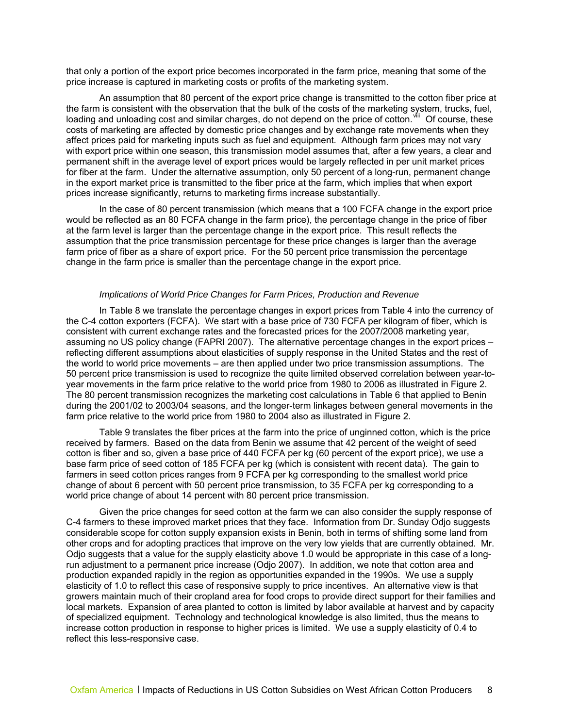that only a portion of the export price becomes incorporated in the farm price, meaning that some of the price increase is captured in marketing costs or profits of the marketing system.

An assumption that 80 percent of the export price change is transmitted to the cotton fiber price at the farm is consistent with the observation that the bulk of the costs of the marketing system, trucks, fuel, loading and unloading cost and similar charges, do not depend on the price of cotton.[viii] Of course, these costs of marketing are affected by domestic price changes and by exchange rate movements when they affect prices paid for marketing inputs such as fuel and equipment. Although farm prices may not vary with export price within one season, this transmission model assumes that, after a few years, a clear and permanent shift in the average level of export prices would be largely reflected in per unit market prices for fiber at the farm. Under the alternative assumption, only 50 percent of a long-run, permanent change in the export market price is transmitted to the fiber price at the farm, which implies that when export prices increase significantly, returns to marketing firms increase substantially.

In the case of 80 percent transmission (which means that a 100 FCFA change in the export price would be reflected as an 80 FCFA change in the farm price), the percentage change in the price of fiber at the farm level is larger than the percentage change in the export price. This result reflects the assumption that the price transmission percentage for these price changes is larger than the average farm price of fiber as a share of export price. For the 50 percent price transmission the percentage change in the farm price is smaller than the percentage change in the export price.

### *Implications of World Price Changes for Farm Prices, Production and Revenue*

In Table 8 we translate the percentage changes in export prices from Table 4 into the currency of the C-4 cotton exporters (FCFA). We start with a base price of 730 FCFA per kilogram of fiber, which is consistent with current exchange rates and the forecasted prices for the 2007/2008 marketing year, assuming no US policy change (FAPRI 2007). The alternative percentage changes in the export prices – reflecting different assumptions about elasticities of supply response in the United States and the rest of the world to world price movements – are then applied under two price transmission assumptions. The 50 percent price transmission is used to recognize the quite limited observed correlation between year-to-year movements in the farm price relative to the world price from 1980 to 2006 as illustrated in Figure 2. The 80 percent transmission recognizes the marketing cost calculations in Table 6 that applied to Benin during the 2001/02 to 2003/04 seasons, and the longer-term linkages between general movements in the farm price relative to the world price from 1980 to 2004 also as illustrated in Figure 2.

Table 9 translates the fiber prices at the farm into the price of unginned cotton, which is the price received by farmers. Based on the data from Benin we assume that 42 percent of the weight of seed cotton is fiber and so, given a base price of 440 FCFA per kg (60 percent of the export price), we use a base farm price of seed cotton of 185 FCFA per kg (which is consistent with recent data). The gain to farmers in seed cotton prices ranges from 9 FCFA per kg corresponding to the smallest world price change of about 6 percent with 50 percent price transmission, to 35 FCFA per kg corresponding to a world price change of about 14 percent with 80 percent price transmission.

Given the price changes for seed cotton at the farm we can also consider the supply response of C-4 farmers to these improved market prices that they face. Information from Dr. Sunday Odjo suggests considerable scope for cotton supply expansion exists in Benin, both in terms of shifting some land from other crops and for adopting practices that improve on the very low yields that are currently obtained. Mr. Odjo suggests that a value for the supply elasticity above 1.0 would be appropriate in this case of a long-run adjustment to a permanent price increase (Odjo 2007). In addition, we note that cotton area and production expanded rapidly in the region as opportunities expanded in the 1990s. We use a supply elasticity of 1.0 to reflect this case of responsive supply to price incentives. An alternative view is that growers maintain much of their cropland area for food crops to provide direct support for their families and local markets. Expansion of area planted to cotton is limited by labor available at harvest and by capacity of specialized equipment. Technology and technological knowledge is also limited, thus the means to increase cotton production in response to higher prices is limited. We use a supply elasticity of 0.4 to reflect this less-responsive case.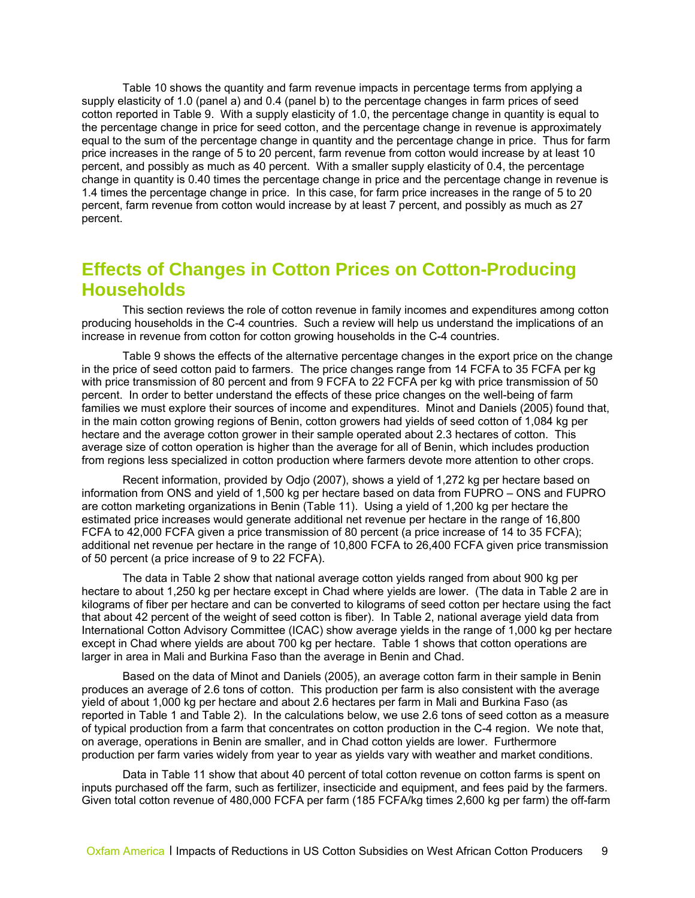Table 10 shows the quantity and farm revenue impacts in percentage terms from applying a supply elasticity of 1.0 (panel a) and 0.4 (panel b) to the percentage changes in farm prices of seed cotton reported in Table 9. With a supply elasticity of 1.0, the percentage change in quantity is equal to the percentage change in price for seed cotton, and the percentage change in revenue is approximately equal to the sum of the percentage change in quantity and the percentage change in price. Thus for farm price increases in the range of 5 to 20 percent, farm revenue from cotton would increase by at least 10 percent, and possibly as much as 40 percent. With a smaller supply elasticity of 0.4, the percentage change in quantity is 0.40 times the percentage change in price and the percentage change in revenue is 1.4 times the percentage change in price. In this case, for farm price increases in the range of 5 to 20 percent, farm revenue from cotton would increase by at least 7 percent, and possibly as much as 27 percent.

## Effects of Changes in Cotton Prices on Cotton-Producing Households

This section reviews the role of cotton revenue in family incomes and expenditures among cotton producing households in the C-4 countries. Such a review will help us understand the implications of an increase in revenue from cotton for cotton growing households in the C-4 countries.

Table 9 shows the effects of the alternative percentage changes in the export price on the change in the price of seed cotton paid to farmers. The price changes range from 14 FCFA to 35 FCFA per kg with price transmission of 80 percent and from 9 FCFA to 22 FCFA per kg with price transmission of 50 percent. In order to better understand the effects of these price changes on the well-being of farm families we must explore their sources of income and expenditures. Minot and Daniels (2005) found that, in the main cotton growing regions of Benin, cotton growers had yields of seed cotton of 1,084 kg per hectare and the average cotton grower in their sample operated about 2.3 hectares of cotton. This average size of cotton operation is higher than the average for all of Benin, which includes production from regions less specialized in cotton production where farmers devote more attention to other crops.

Recent information, provided by Odjo (2007), shows a yield of 1,272 kg per hectare based on information from ONS and yield of 1,500 kg per hectare based on data from FUPRO – ONS and FUPRO are cotton marketing organizations in Benin (Table 11). Using a yield of 1,200 kg per hectare the estimated price increases would generate additional net revenue per hectare in the range of 16,800 FCFA to 42,000 FCFA given a price transmission of 80 percent (a price increase of 14 to 35 FCFA); additional net revenue per hectare in the range of 10,800 FCFA to 26,400 FCFA given price transmission of 50 percent (a price increase of 9 to 22 FCFA).

The data in Table 2 show that national average cotton yields ranged from about 900 kg per hectare to about 1,250 kg per hectare except in Chad where yields are lower. (The data in Table 2 are in kilograms of fiber per hectare and can be converted to kilograms of seed cotton per hectare using the fact that about 42 percent of the weight of seed cotton is fiber). In Table 2, national average yield data from International Cotton Advisory Committee (ICAC) show average yields in the range of 1,000 kg per hectare except in Chad where yields are about 700 kg per hectare. Table 1 shows that cotton operations are larger in area in Mali and Burkina Faso than the average in Benin and Chad.

Based on the data of Minot and Daniels (2005), an average cotton farm in their sample in Benin produces an average of 2.6 tons of cotton. This production per farm is also consistent with the average yield of about 1,000 kg per hectare and about 2.6 hectares per farm in Mali and Burkina Faso (as reported in Table 1 and Table 2). In the calculations below, we use 2.6 tons of seed cotton as a measure of typical production from a farm that concentrates on cotton production in the C-4 region. We note that, on average, operations in Benin are smaller, and in Chad cotton yields are lower. Furthermore production per farm varies widely from year to year as yields vary with weather and market conditions.

Data in Table 11 show that about 40 percent of total cotton revenue on cotton farms is spent on inputs purchased off the farm, such as fertilizer, insecticide and equipment, and fees paid by the farmers. Given total cotton revenue of 480,000 FCFA per farm (185 FCFA/kg times 2,600 kg per farm) the off-farm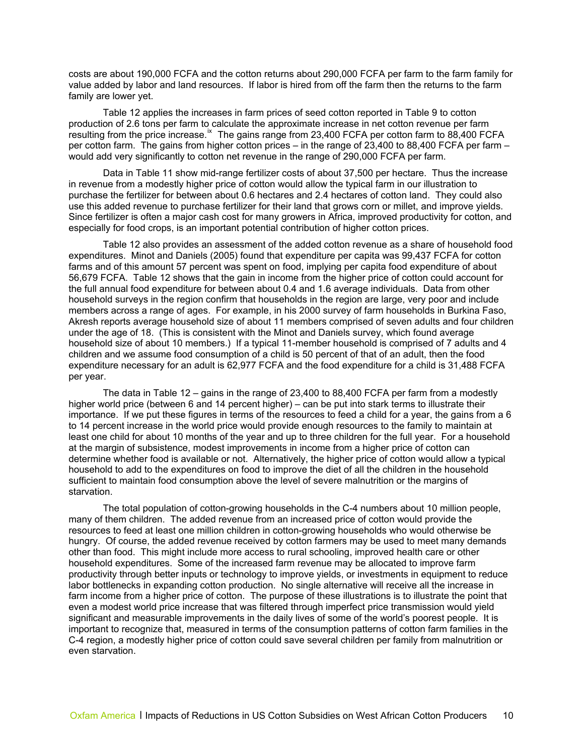costs are about 190,000 FCFA and the cotton returns about 290,000 FCFA per farm to the farm family for value added by labor and land resources. If labor is hired from off the farm then the returns to the farm family are lower yet.

Table 12 applies the increases in farm prices of seed cotton reported in Table 9 to cotton production of 2.6 tons per farm to calculate the approximate increase in net cotton revenue per farm resulting from the price increase.[ix] The gains range from 23,400 FCFA per cotton farm to 88,400 FCFA per cotton farm. The gains from higher cotton prices – in the range of 23,400 to 88,400 FCFA per farm – would add very significantly to cotton net revenue in the range of 290,000 FCFA per farm.

Data in Table 11 show mid-range fertilizer costs of about 37,500 per hectare. Thus the increase in revenue from a modestly higher price of cotton would allow the typical farm in our illustration to purchase the fertilizer for between about 0.6 hectares and 2.4 hectares of cotton land. They could also use this added revenue to purchase fertilizer for their land that grows corn or millet, and improve yields. Since fertilizer is often a major cash cost for many growers in Africa, improved productivity for cotton, and especially for food crops, is an important potential contribution of higher cotton prices.

Table 12 also provides an assessment of the added cotton revenue as a share of household food expenditures. Minot and Daniels (2005) found that expenditure per capita was 99,437 FCFA for cotton farms and of this amount 57 percent was spent on food, implying per capita food expenditure of about 56,679 FCFA. Table 12 shows that the gain in income from the higher price of cotton could account for the full annual food expenditure for between about 0.4 and 1.6 average individuals. Data from other household surveys in the region confirm that households in the region are large, very poor and include members across a range of ages. For example, in his 2000 survey of farm households in Burkina Faso, Akresh reports average household size of about 11 members comprised of seven adults and four children under the age of 18. (This is consistent with the Minot and Daniels survey, which found average household size of about 10 members.) If a typical 11-member household is comprised of 7 adults and 4 children and we assume food consumption of a child is 50 percent of that of an adult, then the food expenditure necessary for an adult is 62,977 FCFA and the food expenditure for a child is 31,488 FCFA per year.

The data in Table 12 – gains in the range of 23,400 to 88,400 FCFA per farm from a modestly higher world price (between 6 and 14 percent higher) – can be put into stark terms to illustrate their importance. If we put these figures in terms of the resources to feed a child for a year, the gains from a 6 to 14 percent increase in the world price would provide enough resources to the family to maintain at least one child for about 10 months of the year and up to three children for the full year. For a household at the margin of subsistence, modest improvements in income from a higher price of cotton can determine whether food is available or not. Alternatively, the higher price of cotton would allow a typical household to add to the expenditures on food to improve the diet of all the children in the household sufficient to maintain food consumption above the level of severe malnutrition or the margins of starvation.

The total population of cotton-growing households in the C-4 numbers about 10 million people, many of them children. The added revenue from an increased price of cotton would provide the resources to feed at least one million children in cotton-growing households who would otherwise be hungry. Of course, the added revenue received by cotton farmers may be used to meet many demands other than food. This might include more access to rural schooling, improved health care or other household expenditures. Some of the increased farm revenue may be allocated to improve farm productivity through better inputs or technology to improve yields, or investments in equipment to reduce labor bottlenecks in expanding cotton production. No single alternative will receive all the increase in farm income from a higher price of cotton. The purpose of these illustrations is to illustrate the point that even a modest world price increase that was filtered through imperfect price transmission would yield significant and measurable improvements in the daily lives of some of the world's poorest people. It is important to recognize that, measured in terms of the consumption patterns of cotton farm families in the C-4 region, a modestly higher price of cotton could save several children per family from malnutrition or even starvation.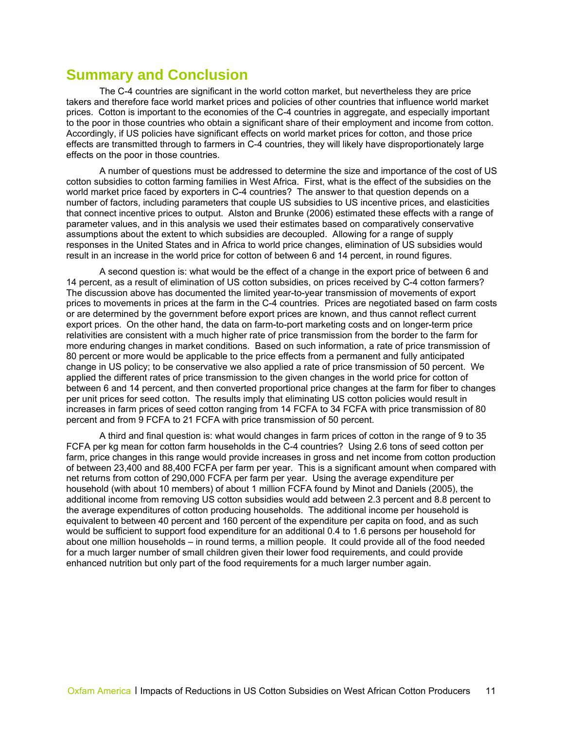## Summary and Conclusion

The C-4 countries are significant in the world cotton market, but nevertheless they are price takers and therefore face world market prices and policies of other countries that influence world market prices. Cotton is important to the economies of the C-4 countries in aggregate, and especially important to the poor in those countries who obtain a significant share of their employment and income from cotton. Accordingly, if US policies have significant effects on world market prices for cotton, and those price effects are transmitted through to farmers in C-4 countries, they will likely have disproportionately large effects on the poor in those countries.

A number of questions must be addressed to determine the size and importance of the cost of US cotton subsidies to cotton farming families in West Africa. First, what is the effect of the subsidies on the world market price faced by exporters in C-4 countries? The answer to that question depends on a number of factors, including parameters that couple US subsidies to US incentive prices, and elasticities that connect incentive prices to output. Alston and Brunke (2006) estimated these effects with a range of parameter values, and in this analysis we used their estimates based on comparatively conservative assumptions about the extent to which subsidies are decoupled. Allowing for a range of supply responses in the United States and in Africa to world price changes, elimination of US subsidies would result in an increase in the world price for cotton of between 6 and 14 percent, in round figures.

A second question is: what would be the effect of a change in the export price of between 6 and 14 percent, as a result of elimination of US cotton subsidies, on prices received by C-4 cotton farmers? The discussion above has documented the limited year-to-year transmission of movements of export prices to movements in prices at the farm in the C-4 countries. Prices are negotiated based on farm costs or are determined by the government before export prices are known, and thus cannot reflect current export prices. On the other hand, the data on farm-to-port marketing costs and on longer-term price relativities are consistent with a much higher rate of price transmission from the border to the farm for more enduring changes in market conditions. Based on such information, a rate of price transmission of 80 percent or more would be applicable to the price effects from a permanent and fully anticipated change in US policy; to be conservative we also applied a rate of price transmission of 50 percent. We applied the different rates of price transmission to the given changes in the world price for cotton of between 6 and 14 percent, and then converted proportional price changes at the farm for fiber to changes per unit prices for seed cotton. The results imply that eliminating US cotton policies would result in increases in farm prices of seed cotton ranging from 14 FCFA to 34 FCFA with price transmission of 80 percent and from 9 FCFA to 21 FCFA with price transmission of 50 percent.

A third and final question is: what would changes in farm prices of cotton in the range of 9 to 35 FCFA per kg mean for cotton farm households in the C-4 countries? Using 2.6 tons of seed cotton per farm, price changes in this range would provide increases in gross and net income from cotton production of between 23,400 and 88,400 FCFA per farm per year. This is a significant amount when compared with net returns from cotton of 290,000 FCFA per farm per year. Using the average expenditure per household (with about 10 members) of about 1 million FCFA found by Minot and Daniels (2005), the additional income from removing US cotton subsidies would add between 2.3 percent and 8.8 percent to the average expenditures of cotton producing households. The additional income per household is equivalent to between 40 percent and 160 percent of the expenditure per capita on food, and as such would be sufficient to support food expenditure for an additional 0.4 to 1.6 persons per household for about one million households – in round terms, a million people. It could provide all of the food needed for a much larger number of small children given their lower food requirements, and could provide enhanced nutrition but only part of the food requirements for a much larger number again.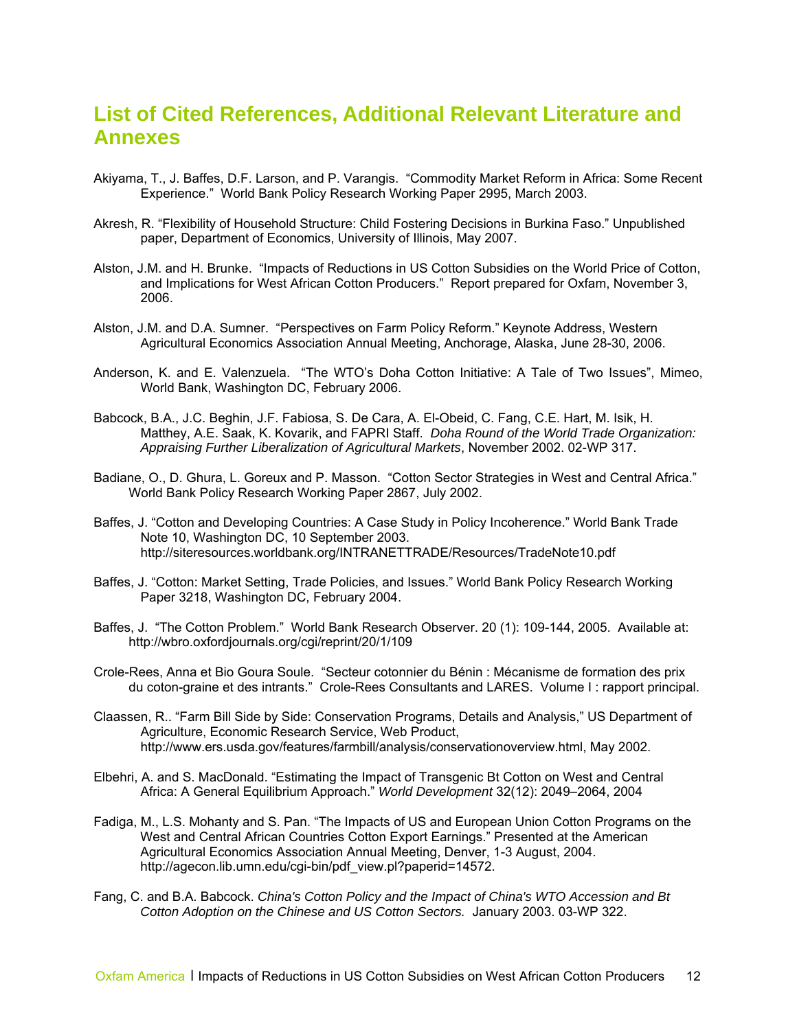# List of Cited References, Additional Relevant Literature and Annexes

Akiyama, T., J. Baffes, D.F. Larson, and P. Varangis. "Commodity Market Reform in Africa: Some Recent Experience." World Bank Policy Research Working Paper 2995, March 2003.

Akresh, R. "Flexibility of Household Structure: Child Fostering Decisions in Burkina Faso." Unpublished paper, Department of Economics, University of Illinois, May 2007.

Alston, J.M. and H. Brunke. "Impacts of Reductions in US Cotton Subsidies on the World Price of Cotton, and Implications for West African Cotton Producers." Report prepared for Oxfam, November 3, 2006.

Alston, J.M. and D.A. Sumner. "Perspectives on Farm Policy Reform." Keynote Address, Western Agricultural Economics Association Annual Meeting, Anchorage, Alaska, June 28-30, 2006.

Anderson, K. and E. Valenzuela. "The WTO's Doha Cotton Initiative: A Tale of Two Issues", Mimeo, World Bank, Washington DC, February 2006.

Babcock, B.A., J.C. Beghin, J.F. Fabiosa, S. De Cara, A. El-Obeid, C. Fang, C.E. Hart, M. Isik, H. Matthey, A.E. Saak, K. Kovarik, and FAPRI Staff. *Doha Round of the World Trade Organization: Appraising Further Liberalization of Agricultural Markets*, November 2002. 02-WP 317.

Badiane, O., D. Ghura, L. Goreux and P. Masson. "Cotton Sector Strategies in West and Central Africa." World Bank Policy Research Working Paper 2867, July 2002.

Baffes, J. "Cotton and Developing Countries: A Case Study in Policy Incoherence." World Bank Trade Note 10, Washington DC, 10 September 2003. http://siteresources.worldbank.org/INTRANETTRADE/Resources/TradeNote10.pdf

Baffes, J. "Cotton: Market Setting, Trade Policies, and Issues." World Bank Policy Research Working Paper 3218, Washington DC, February 2004.

Baffes, J. "The Cotton Problem." World Bank Research Observer. 20 (1): 109-144, 2005. Available at: http://wbro.oxfordjournals.org/cgi/reprint/20/1/109

Crole-Rees, Anna et Bio Goura Soule. "Secteur cotonnier du Bénin : Mécanisme de formation des prix du coton-graine et des intrants." Crole-Rees Consultants and LARES. Volume I : rapport principal.

Claassen, R.. "Farm Bill Side by Side: Conservation Programs, Details and Analysis," US Department of Agriculture, Economic Research Service, Web Product, http://www.ers.usda.gov/features/farmbill/analysis/conservationoverview.html, May 2002.

Elbehri, A. and S. MacDonald. "Estimating the Impact of Transgenic Bt Cotton on West and Central Africa: A General Equilibrium Approach." *World Development* 32(12): 2049–2064, 2004

Fadiga, M., L.S. Mohanty and S. Pan. "The Impacts of US and European Union Cotton Programs on the West and Central African Countries Cotton Export Earnings." Presented at the American Agricultural Economics Association Annual Meeting, Denver, 1-3 August, 2004. http://agecon.lib.umn.edu/cgi-bin/pdf_view.pl?paperid=14572.

Fang, C. and B.A. Babcock. *China's Cotton Policy and the Impact of China's WTO Accession and Bt Cotton Adoption on the Chinese and US Cotton Sectors.* January 2003. 03-WP 322.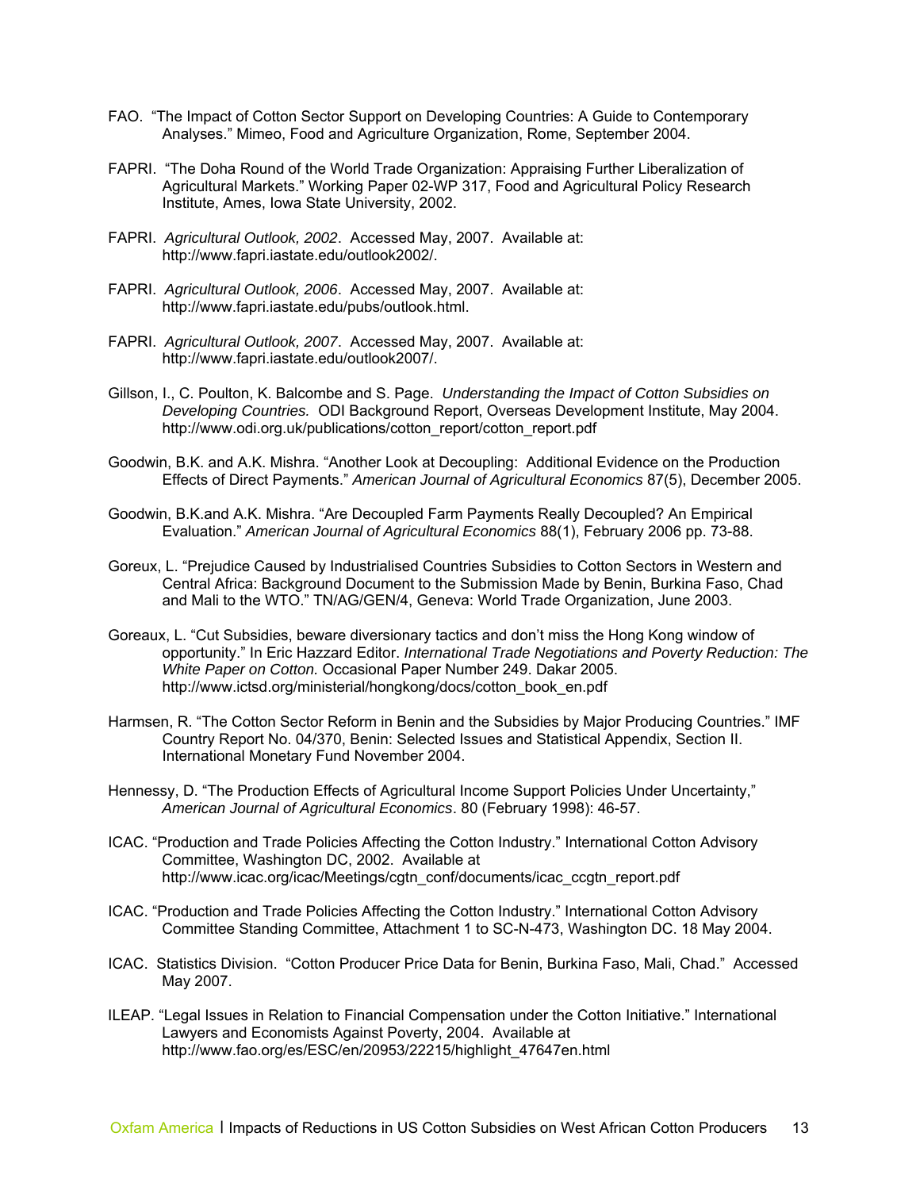FAO. "The Impact of Cotton Sector Support on Developing Countries: A Guide to Contemporary Analyses." Mimeo, Food and Agriculture Organization, Rome, September 2004.

FAPRI. "The Doha Round of the World Trade Organization: Appraising Further Liberalization of Agricultural Markets." Working Paper 02-WP 317, Food and Agricultural Policy Research Institute, Ames, Iowa State University, 2002.

FAPRI. *Agricultural Outlook, 2002*. Accessed May, 2007. Available at: http://www.fapri.iastate.edu/outlook2002/.

FAPRI. *Agricultural Outlook, 2006*. Accessed May, 2007. Available at: http://www.fapri.iastate.edu/pubs/outlook.html.

FAPRI. *Agricultural Outlook, 2007*. Accessed May, 2007. Available at: http://www.fapri.iastate.edu/outlook2007/.

Gillson, I., C. Poulton, K. Balcombe and S. Page. *Understanding the Impact of Cotton Subsidies on Developing Countries.* ODI Background Report, Overseas Development Institute, May 2004. http://www.odi.org.uk/publications/cotton_report/cotton_report.pdf

Goodwin, B.K. and A.K. Mishra. "Another Look at Decoupling: Additional Evidence on the Production Effects of Direct Payments." *American Journal of Agricultural Economics* 87(5), December 2005.

Goodwin, B.K.and A.K. Mishra. "Are Decoupled Farm Payments Really Decoupled? An Empirical Evaluation." *American Journal of Agricultural Economics* 88(1), February 2006 pp. 73-88.

Goreux, L. "Prejudice Caused by Industrialised Countries Subsidies to Cotton Sectors in Western and Central Africa: Background Document to the Submission Made by Benin, Burkina Faso, Chad and Mali to the WTO." TN/AG/GEN/4, Geneva: World Trade Organization, June 2003.

Goreaux, L. "Cut Subsidies, beware diversionary tactics and don't miss the Hong Kong window of opportunity." In Eric Hazzard Editor. *International Trade Negotiations and Poverty Reduction: The White Paper on Cotton.* Occasional Paper Number 249. Dakar 2005. http://www.ictsd.org/ministerial/hongkong/docs/cotton_book_en.pdf

Harmsen, R. "The Cotton Sector Reform in Benin and the Subsidies by Major Producing Countries." IMF Country Report No. 04/370, Benin: Selected Issues and Statistical Appendix, Section II. International Monetary Fund November 2004.

Hennessy, D. "The Production Effects of Agricultural Income Support Policies Under Uncertainty," *American Journal of Agricultural Economics*. 80 (February 1998): 46-57.

ICAC. "Production and Trade Policies Affecting the Cotton Industry." International Cotton Advisory Committee, Washington DC, 2002. Available at http://www.icac.org/icac/Meetings/cgtn_conf/documents/icac_ccgtn_report.pdf

ICAC. "Production and Trade Policies Affecting the Cotton Industry." International Cotton Advisory Committee Standing Committee, Attachment 1 to SC-N-473, Washington DC. 18 May 2004.

ICAC. Statistics Division. "Cotton Producer Price Data for Benin, Burkina Faso, Mali, Chad." Accessed May 2007.

ILEAP. "Legal Issues in Relation to Financial Compensation under the Cotton Initiative." International Lawyers and Economists Against Poverty, 2004. Available at http://www.fao.org/es/ESC/en/20953/22215/highlight_47647en.html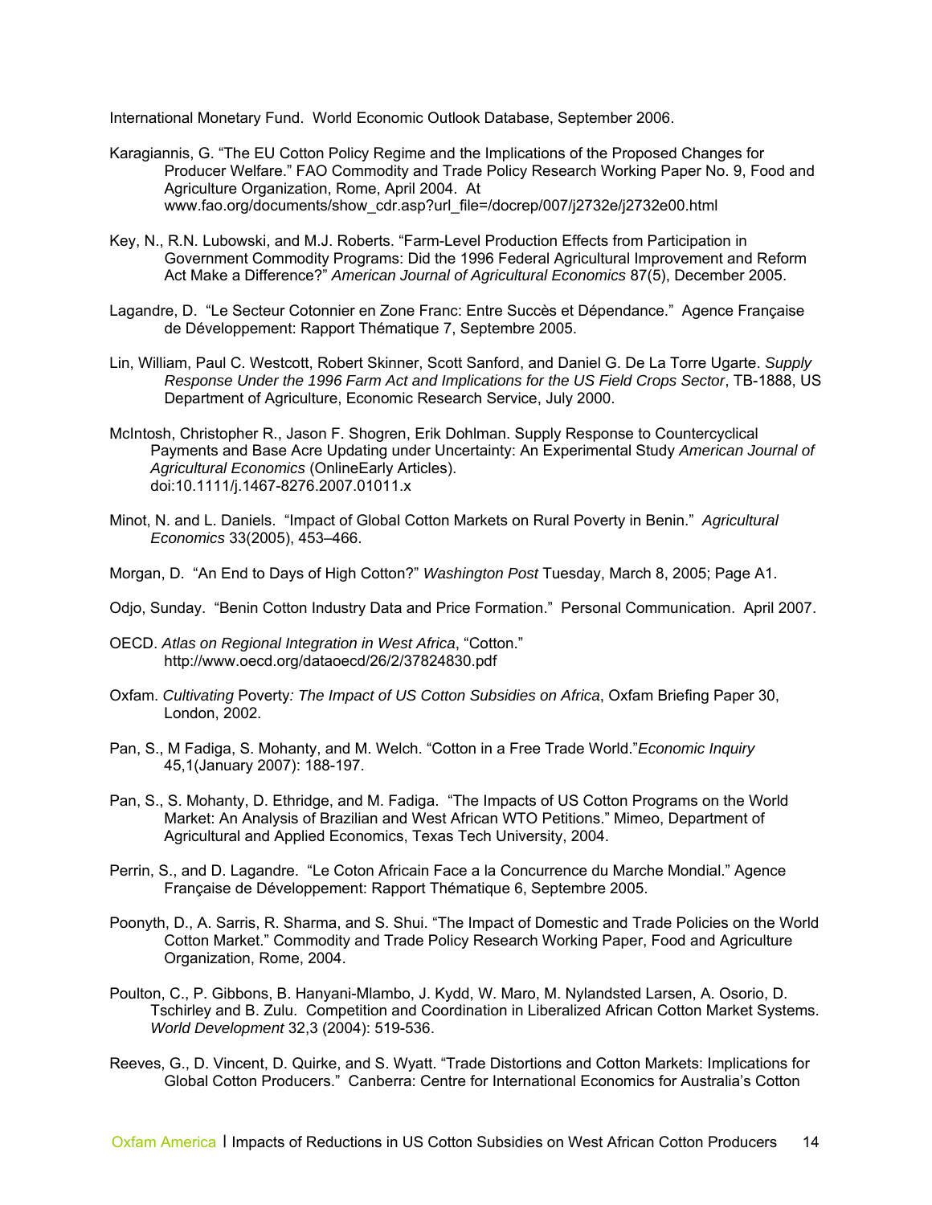International Monetary Fund. World Economic Outlook Database, September 2006.

Karagiannis, G. "The EU Cotton Policy Regime and the Implications of the Proposed Changes for Producer Welfare." FAO Commodity and Trade Policy Research Working Paper No. 9, Food and Agriculture Organization, Rome, April 2004. At www.fao.org/documents/show_cdr.asp?url_file=/docrep/007/j2732e/j2732e00.html

Key, N., R.N. Lubowski, and M.J. Roberts. "Farm-Level Production Effects from Participation in Government Commodity Programs: Did the 1996 Federal Agricultural Improvement and Reform Act Make a Difference?" *American Journal of Agricultural Economics* 87(5), December 2005.

Lagandre, D. "Le Secteur Cotonnier en Zone Franc: Entre Succès et Dépendance." Agence Française de Développement: Rapport Thématique 7, Septembre 2005.

Lin, William, Paul C. Westcott, Robert Skinner, Scott Sanford, and Daniel G. De La Torre Ugarte. *Supply Response Under the 1996 Farm Act and Implications for the US Field Crops Sector*, TB-1888, US Department of Agriculture, Economic Research Service, July 2000.

McIntosh, Christopher R., Jason F. Shogren, Erik Dohlman. Supply Response to Countercyclical Payments and Base Acre Updating under Uncertainty: An Experimental Study *American Journal of Agricultural Economics* (OnlineEarly Articles). doi:10.1111/j.1467-8276.2007.01011.x

Minot, N. and L. Daniels. "Impact of Global Cotton Markets on Rural Poverty in Benin." *Agricultural Economics* 33(2005), 453–466.

Morgan, D. "An End to Days of High Cotton?" *Washington Post* Tuesday, March 8, 2005; Page A1.

Odjo, Sunday. "Benin Cotton Industry Data and Price Formation." Personal Communication. April 2007.

OECD. *Atlas on Regional Integration in West Africa*, "Cotton." http://www.oecd.org/dataoecd/26/2/37824830.pdf

Oxfam. *Cultivating* Poverty*: The Impact of US Cotton Subsidies on Africa*, Oxfam Briefing Paper 30, London, 2002.

Pan, S., M Fadiga, S. Mohanty, and M. Welch. "Cotton in a Free Trade World."*Economic Inquiry* 45,1(January 2007): 188-197.

Pan, S., S. Mohanty, D. Ethridge, and M. Fadiga. "The Impacts of US Cotton Programs on the World Market: An Analysis of Brazilian and West African WTO Petitions." Mimeo, Department of Agricultural and Applied Economics, Texas Tech University, 2004.

Perrin, S., and D. Lagandre. "Le Coton Africain Face a la Concurrence du Marche Mondial." Agence Française de Développement: Rapport Thématique 6, Septembre 2005.

Poonyth, D., A. Sarris, R. Sharma, and S. Shui. "The Impact of Domestic and Trade Policies on the World Cotton Market." Commodity and Trade Policy Research Working Paper, Food and Agriculture Organization, Rome, 2004.

Poulton, C., P. Gibbons, B. Hanyani-Mlambo, J. Kydd, W. Maro, M. Nylandsted Larsen, A. Osorio, D. Tschirley and B. Zulu. Competition and Coordination in Liberalized African Cotton Market Systems. *World Development* 32,3 (2004): 519-536.

Reeves, G., D. Vincent, D. Quirke, and S. Wyatt. "Trade Distortions and Cotton Markets: Implications for Global Cotton Producers." Canberra: Centre for International Economics for Australia's Cotton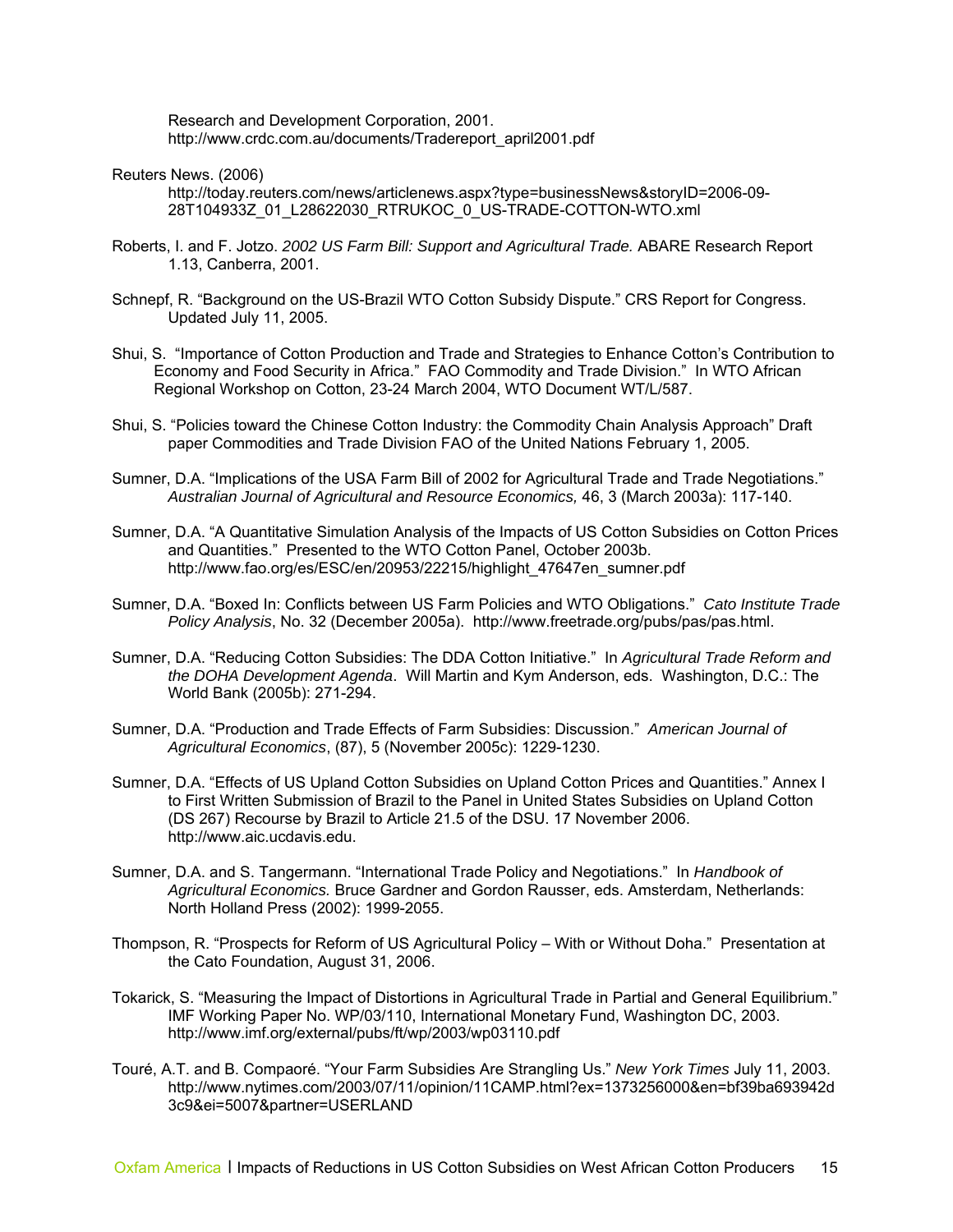Research and Development Corporation, 2001. http://www.crdc.com.au/documents/Tradereport_april2001.pdf

Reuters News. (2006) http://today.reuters.com/news/articlenews.aspx?type=businessNews&storyID=2006-09-28T104933Z_01_L28622030_RTRUKOC_0_US-TRADE-COTTON-WTO.xml

Roberts, I. and F. Jotzo. *2002 US Farm Bill: Support and Agricultural Trade.* ABARE Research Report 1.13, Canberra, 2001.

Schnepf, R. "Background on the US-Brazil WTO Cotton Subsidy Dispute." CRS Report for Congress. Updated July 11, 2005.

Shui, S. "Importance of Cotton Production and Trade and Strategies to Enhance Cotton's Contribution to Economy and Food Security in Africa." FAO Commodity and Trade Division." In WTO African Regional Workshop on Cotton, 23-24 March 2004, WTO Document WT/L/587.

Shui, S. "Policies toward the Chinese Cotton Industry: the Commodity Chain Analysis Approach" Draft paper Commodities and Trade Division FAO of the United Nations February 1, 2005.

Sumner, D.A. "Implications of the USA Farm Bill of 2002 for Agricultural Trade and Trade Negotiations." *Australian Journal of Agricultural and Resource Economics,* 46, 3 (March 2003a): 117-140.

Sumner, D.A. "A Quantitative Simulation Analysis of the Impacts of US Cotton Subsidies on Cotton Prices and Quantities." Presented to the WTO Cotton Panel, October 2003b. http://www.fao.org/es/ESC/en/20953/22215/highlight_47647en_sumner.pdf

Sumner, D.A. "Boxed In: Conflicts between US Farm Policies and WTO Obligations." *Cato Institute Trade Policy Analysis*, No. 32 (December 2005a). http://www.freetrade.org/pubs/pas/pas.html.

Sumner, D.A. "Reducing Cotton Subsidies: The DDA Cotton Initiative." In *Agricultural Trade Reform and the DOHA Development Agenda*. Will Martin and Kym Anderson, eds. Washington, D.C.: The World Bank (2005b): 271-294.

Sumner, D.A. "Production and Trade Effects of Farm Subsidies: Discussion." *American Journal of Agricultural Economics*, (87), 5 (November 2005c): 1229-1230.

Sumner, D.A. "Effects of US Upland Cotton Subsidies on Upland Cotton Prices and Quantities." Annex I to First Written Submission of Brazil to the Panel in United States Subsidies on Upland Cotton (DS 267) Recourse by Brazil to Article 21.5 of the DSU. 17 November 2006. http://www.aic.ucdavis.edu.

Sumner, D.A. and S. Tangermann. "International Trade Policy and Negotiations." In *Handbook of Agricultural Economics.* Bruce Gardner and Gordon Rausser, eds. Amsterdam, Netherlands: North Holland Press (2002): 1999-2055.

Thompson, R. "Prospects for Reform of US Agricultural Policy – With or Without Doha." Presentation at the Cato Foundation, August 31, 2006.

Tokarick, S. "Measuring the Impact of Distortions in Agricultural Trade in Partial and General Equilibrium." IMF Working Paper No. WP/03/110, International Monetary Fund, Washington DC, 2003. http://www.imf.org/external/pubs/ft/wp/2003/wp03110.pdf

Touré, A.T. and B. Compaoré. "Your Farm Subsidies Are Strangling Us." *New York Times* July 11, 2003. http://www.nytimes.com/2003/07/11/opinion/11CAMP.html?ex=1373256000&en=bf39ba693942d3c9&ei=5007&partner=USERLAND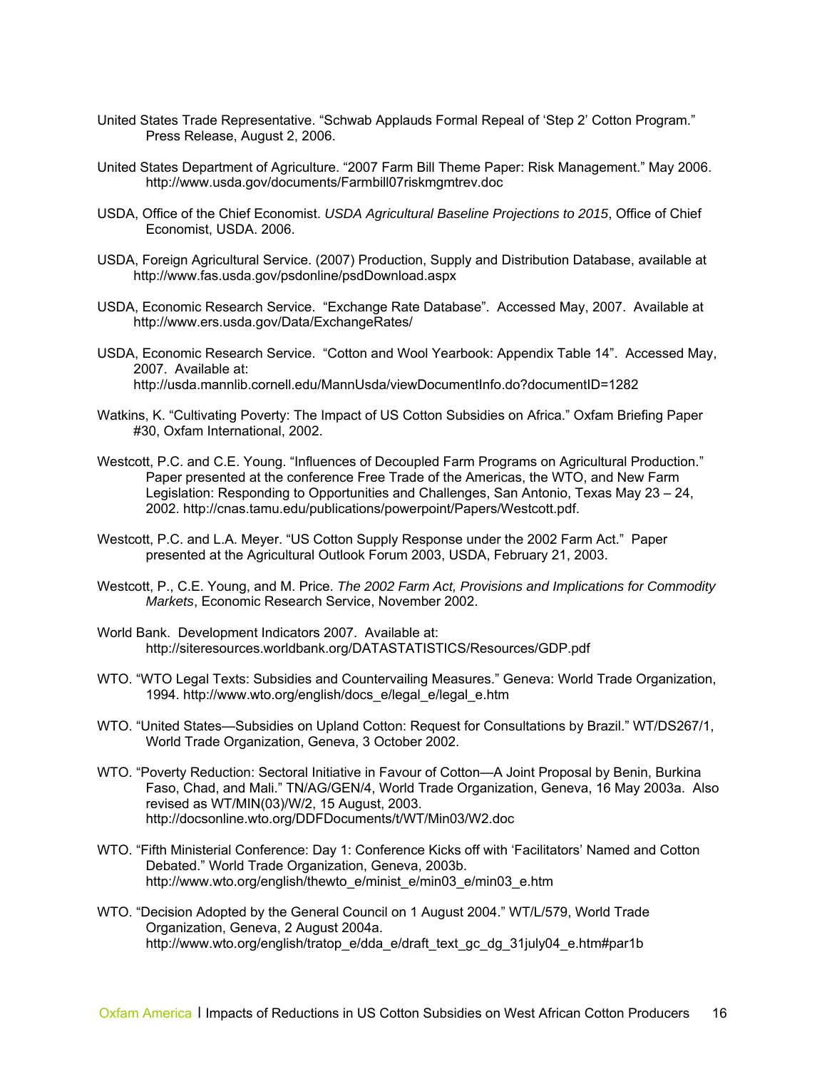United States Trade Representative. "Schwab Applauds Formal Repeal of 'Step 2' Cotton Program." Press Release, August 2, 2006.

United States Department of Agriculture. "2007 Farm Bill Theme Paper: Risk Management." May 2006. http://www.usda.gov/documents/Farmbill07riskmgmtrev.doc

USDA, Office of the Chief Economist. *USDA Agricultural Baseline Projections to 2015*, Office of Chief Economist, USDA. 2006.

USDA, Foreign Agricultural Service. (2007) Production, Supply and Distribution Database, available at http://www.fas.usda.gov/psdonline/psdDownload.aspx

USDA, Economic Research Service. "Exchange Rate Database". Accessed May, 2007. Available at http://www.ers.usda.gov/Data/ExchangeRates/

USDA, Economic Research Service. "Cotton and Wool Yearbook: Appendix Table 14". Accessed May, 2007. Available at: http://usda.mannlib.cornell.edu/MannUsda/viewDocumentInfo.do?documentID=1282

Watkins, K. "Cultivating Poverty: The Impact of US Cotton Subsidies on Africa." Oxfam Briefing Paper #30, Oxfam International, 2002.

Westcott, P.C. and C.E. Young. "Influences of Decoupled Farm Programs on Agricultural Production." Paper presented at the conference Free Trade of the Americas, the WTO, and New Farm Legislation: Responding to Opportunities and Challenges, San Antonio, Texas May 23 – 24, 2002. http://cnas.tamu.edu/publications/powerpoint/Papers/Westcott.pdf.

Westcott, P.C. and L.A. Meyer. "US Cotton Supply Response under the 2002 Farm Act." Paper presented at the Agricultural Outlook Forum 2003, USDA, February 21, 2003.

Westcott, P., C.E. Young, and M. Price. *The 2002 Farm Act, Provisions and Implications for Commodity Markets*, Economic Research Service, November 2002.

World Bank. Development Indicators 2007. Available at: http://siteresources.worldbank.org/DATASTATISTICS/Resources/GDP.pdf

WTO. "WTO Legal Texts: Subsidies and Countervailing Measures." Geneva: World Trade Organization, 1994. http://www.wto.org/english/docs_e/legal_e/legal_e.htm

WTO. "United States—Subsidies on Upland Cotton: Request for Consultations by Brazil." WT/DS267/1, World Trade Organization, Geneva, 3 October 2002.

WTO. "Poverty Reduction: Sectoral Initiative in Favour of Cotton—A Joint Proposal by Benin, Burkina Faso, Chad, and Mali." TN/AG/GEN/4, World Trade Organization, Geneva, 16 May 2003a. Also revised as WT/MIN(03)/W/2, 15 August, 2003. http://docsonline.wto.org/DDFDocuments/t/WT/Min03/W2.doc

WTO. "Fifth Ministerial Conference: Day 1: Conference Kicks off with 'Facilitators' Named and Cotton Debated." World Trade Organization, Geneva, 2003b. http://www.wto.org/english/thewto_e/minist_e/min03_e/min03_e.htm

WTO. "Decision Adopted by the General Council on 1 August 2004." WT/L/579, World Trade Organization, Geneva, 2 August 2004a. http://www.wto.org/english/tratop_e/dda_e/draft_text_gc_dg_31july04_e.htm#par1b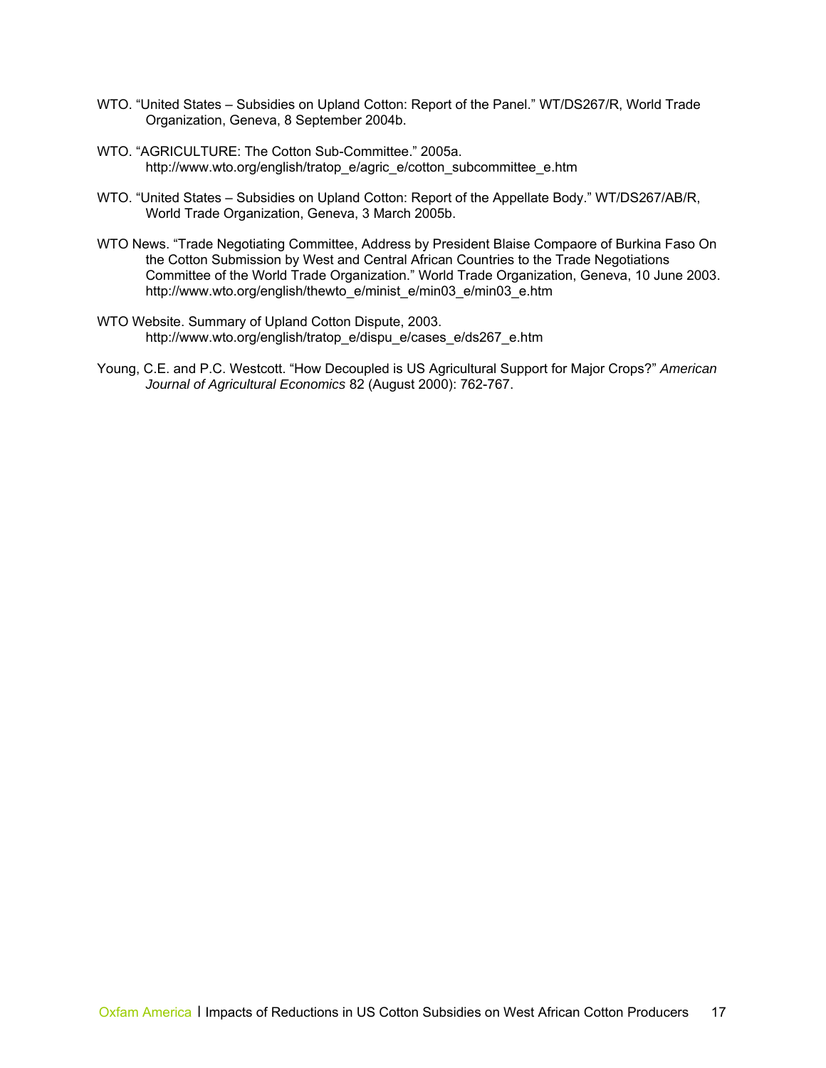WTO. "United States – Subsidies on Upland Cotton: Report of the Panel." WT/DS267/R, World Trade Organization, Geneva, 8 September 2004b.

WTO. "AGRICULTURE: The Cotton Sub-Committee." 2005a. http://www.wto.org/english/tratop_e/agric_e/cotton_subcommittee_e.htm

WTO. "United States – Subsidies on Upland Cotton: Report of the Appellate Body." WT/DS267/AB/R, World Trade Organization, Geneva, 3 March 2005b.

WTO News. "Trade Negotiating Committee, Address by President Blaise Compaore of Burkina Faso On the Cotton Submission by West and Central African Countries to the Trade Negotiations Committee of the World Trade Organization." World Trade Organization, Geneva, 10 June 2003. http://www.wto.org/english/thewto_e/minist_e/min03_e/min03_e.htm

WTO Website. Summary of Upland Cotton Dispute, 2003. http://www.wto.org/english/tratop_e/dispu_e/cases_e/ds267_e.htm

Young, C.E. and P.C. Westcott. "How Decoupled is US Agricultural Support for Major Crops?" *American Journal of Agricultural Economics* 82 (August 2000): 762-767.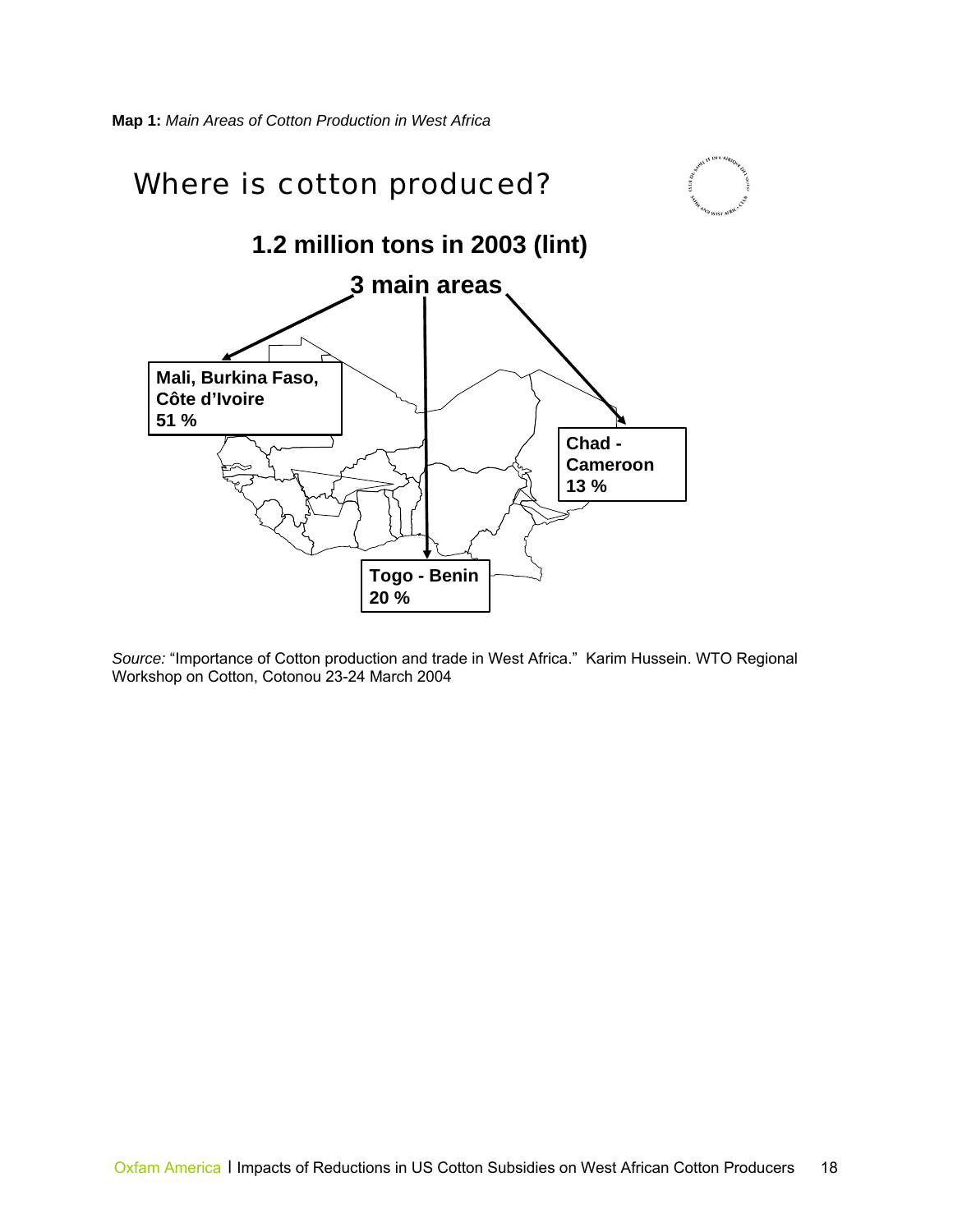**Map 1:** *Main Areas of Cotton Production in West Africa*

Where is cotton produced?

**1.2 million tons in 2003 (lint)**

**3 main areas**

**Mali, Burkina Faso, Côte d'Ivoire 51 %**

**Togo - Benin 20 %**

**Chad - Cameroon 13 %**

*Source:* "Importance of Cotton production and trade in West Africa." Karim Hussein. WTO Regional Workshop on Cotton, Cotonou 23-24 March 2004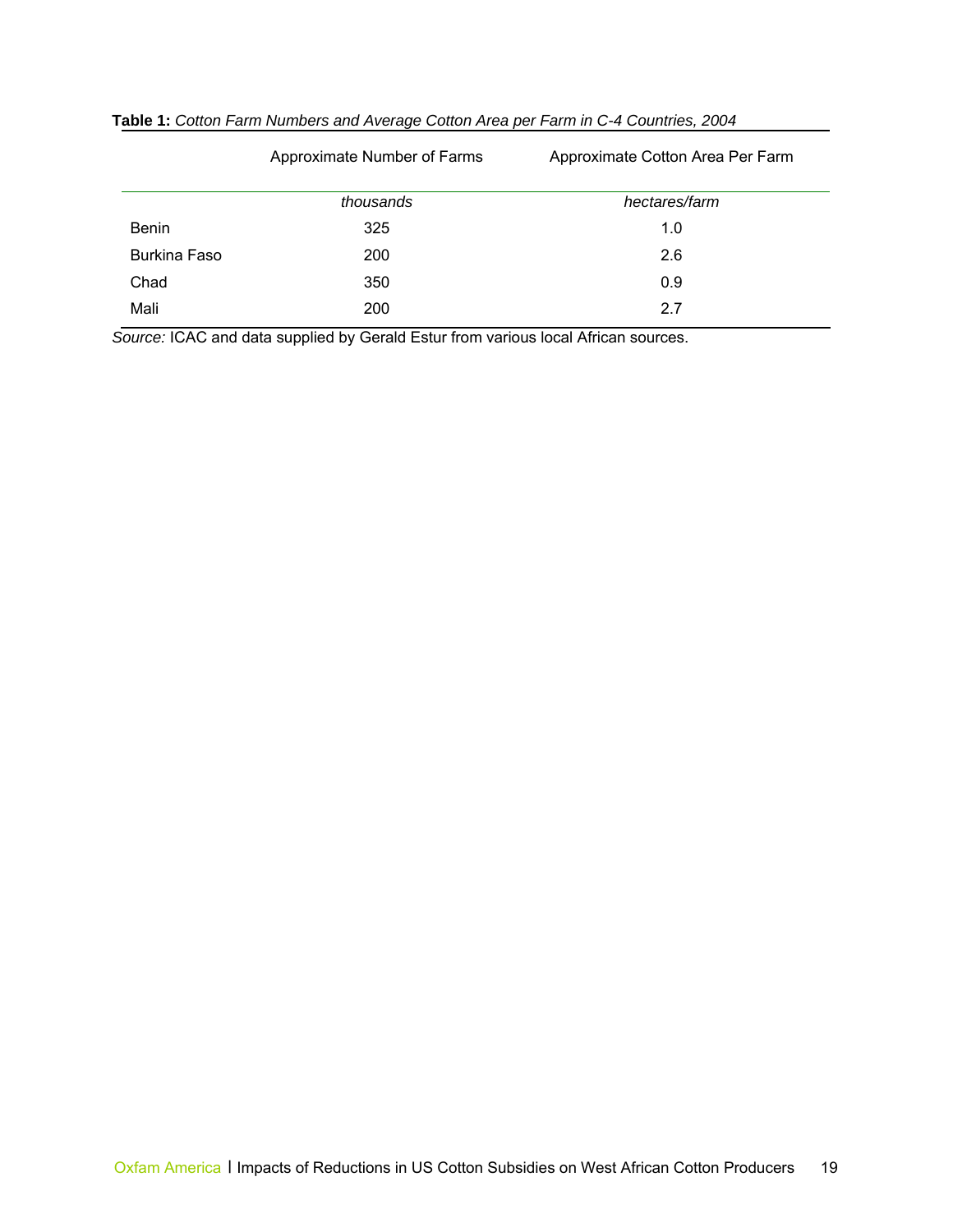**Table 1:** *Cotton Farm Numbers and Average Cotton Area per Farm in C-4 Countries, 2004*

| | Approximate Number of Farms | Approximate Cotton Area Per Farm |
|---|---|---|
| | *thousands* | *hectares/farm* |
| Benin | 325 | 1.0 |
| Burkina Faso | 200 | 2.6 |
| Chad | 350 | 0.9 |
| Mali | 200 | 2.7 |

*Source:* ICAC and data supplied by Gerald Estur from various local African sources.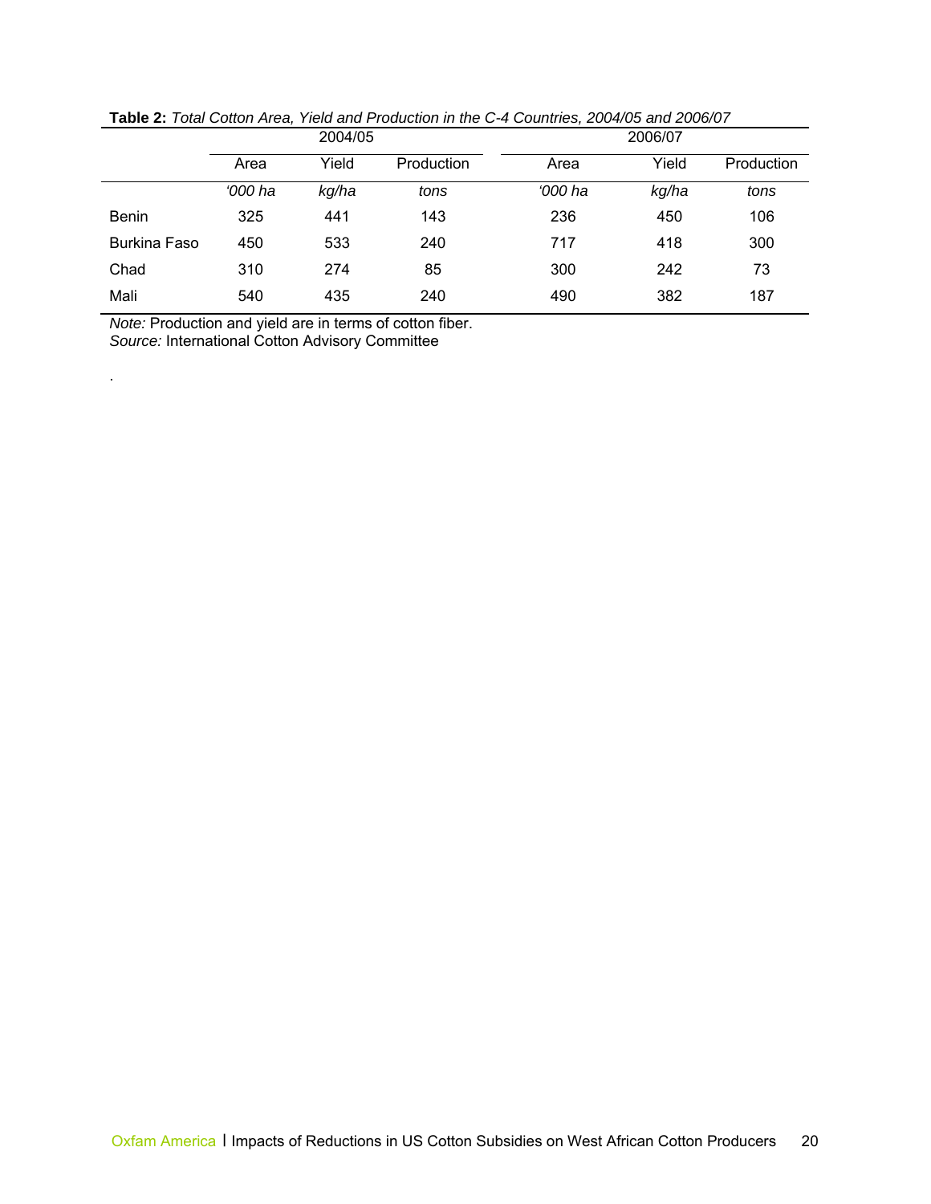**Table 2:** *Total Cotton Area, Yield and Production in the C-4 Countries, 2004/05 and 2006/07*

| | 2004/05 | | | 2006/07 | | |
|---|---|---|---|---|---|---|
| | Area | Yield | Production | Area | Yield | Production |
| | *'000 ha* | *kg/ha* | *tons* | *'000 ha* | *kg/ha* | *tons* |
| Benin | 325 | 441 | 143 | 236 | 450 | 106 |
| Burkina Faso | 450 | 533 | 240 | 717 | 418 | 300 |
| Chad | 310 | 274 | 85 | 300 | 242 | 73 |
| Mali | 540 | 435 | 240 | 490 | 382 | 187 |

*Note:* Production and yield are in terms of cotton fiber.
*Source:* International Cotton Advisory Committee

.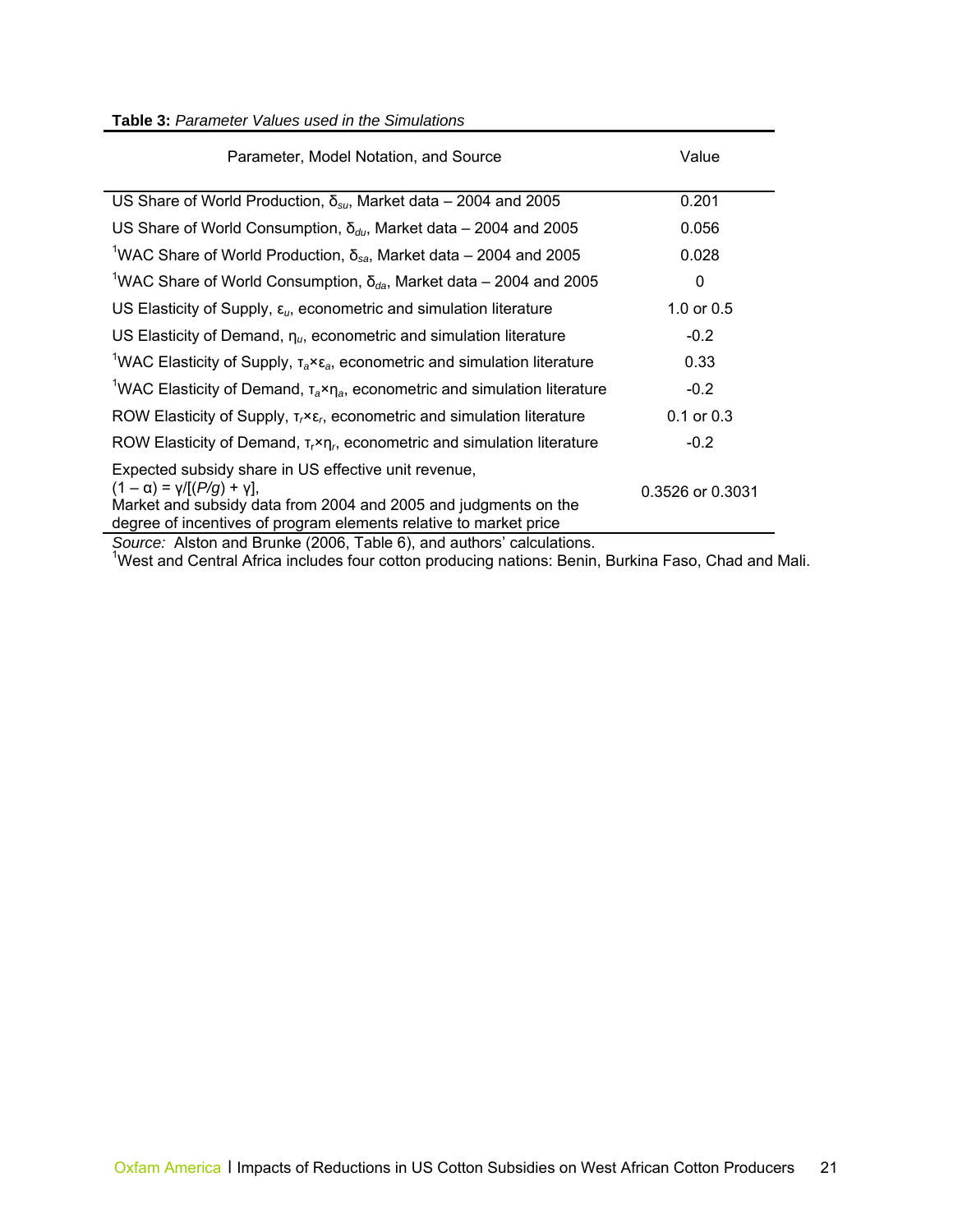**Table 3:** *Parameter Values used in the Simulations*

| Parameter, Model Notation, and Source | Value |
|---|---|
| US Share of World Production, $\delta_{su}$, Market data – 2004 and 2005 | 0.201 |
| US Share of World Consumption, $\delta_{du}$, Market data – 2004 and 2005 | 0.056 |
| [1]WAC Share of World Production, $\delta_{sa}$, Market data – 2004 and 2005 | 0.028 |
| [1]WAC Share of World Consumption, $\delta_{da}$, Market data – 2004 and 2005 | 0 |
| US Elasticity of Supply, $\varepsilon_u$, econometric and simulation literature | 1.0 or 0.5 |
| US Elasticity of Demand, $\eta_u$, econometric and simulation literature | -0.2 |
| [1]WAC Elasticity of Supply, $\tau_a \times \varepsilon_a$, econometric and simulation literature | 0.33 |
| [1]WAC Elasticity of Demand, $\tau_a \times \eta_a$, econometric and simulation literature | -0.2 |
| ROW Elasticity of Supply, $\tau_r \times \varepsilon_r$, econometric and simulation literature | 0.1 or 0.3 |
| ROW Elasticity of Demand, $\tau_r \times \eta_r$, econometric and simulation literature | -0.2 |
| Expected subsidy share in US effective unit revenue, $(1 - \alpha) = \gamma/[(P/g) + \gamma]$, Market and subsidy data from 2004 and 2005 and judgments on the degree of incentives of program elements relative to market price | 0.3526 or 0.3031 |

*Source:* Alston and Brunke (2006, Table 6), and authors' calculations.

[1]West and Central Africa includes four cotton producing nations: Benin, Burkina Faso, Chad and Mali.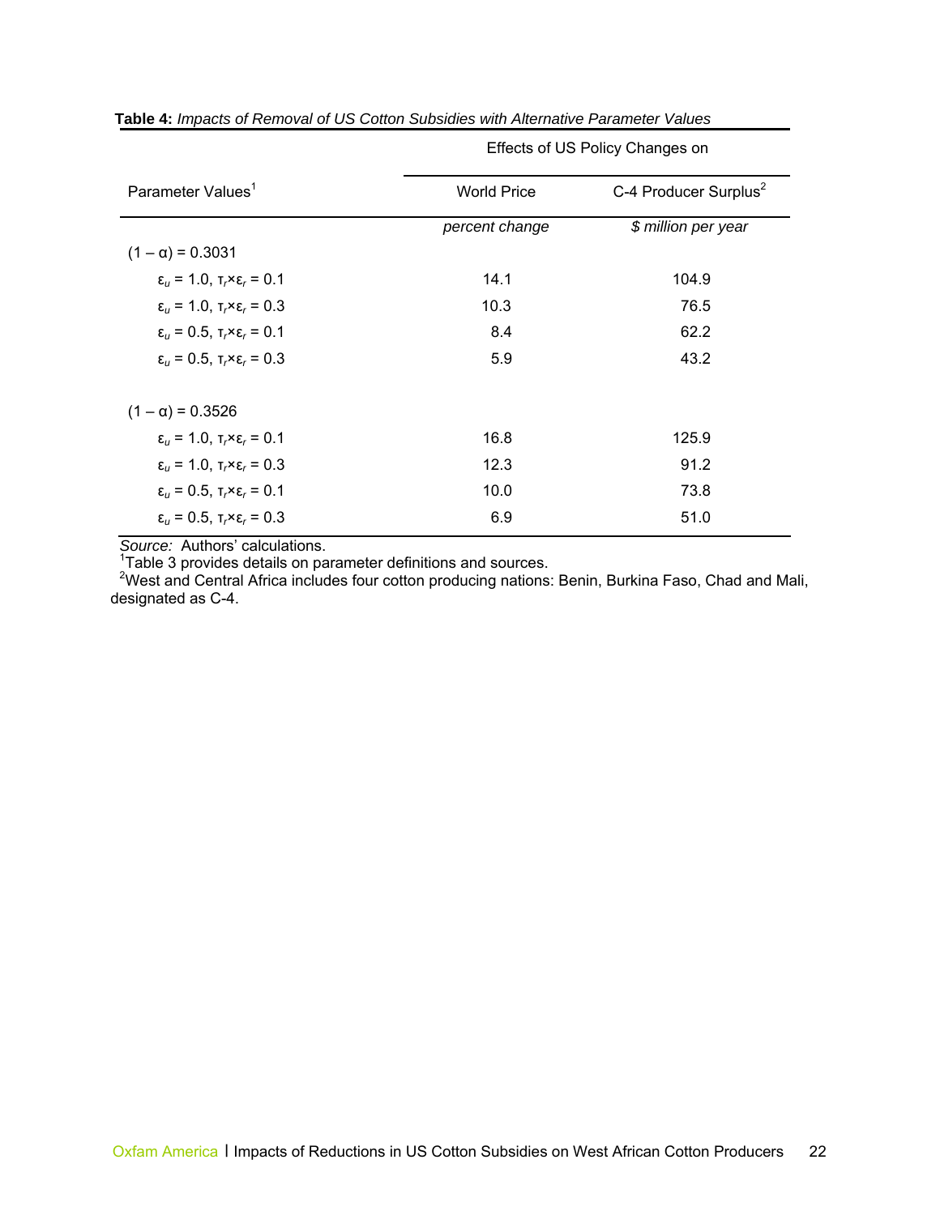**Table 4:** *Impacts of Removal of US Cotton Subsidies with Alternative Parameter Values*

| | Effects of US Policy Changes on | |
|---|---|---|
| Parameter Values[1] | World Price | C-4 Producer Surplus[2] |
| | *percent change* | *$ million per year* |
| $(1 - \alpha) = 0.3031$ | | |
| $\varepsilon_u = 1.0$, $\tau_r \times \varepsilon_r = 0.1$ | 14.1 | 104.9 |
| $\varepsilon_u = 1.0$, $\tau_r \times \varepsilon_r = 0.3$ | 10.3 | 76.5 |
| $\varepsilon_u = 0.5$, $\tau_r \times \varepsilon_r = 0.1$ | 8.4 | 62.2 |
| $\varepsilon_u = 0.5$, $\tau_r \times \varepsilon_r = 0.3$ | 5.9 | 43.2 |
| $(1 - \alpha) = 0.3526$ | | |
| $\varepsilon_u = 1.0$, $\tau_r \times \varepsilon_r = 0.1$ | 16.8 | 125.9 |
| $\varepsilon_u = 1.0$, $\tau_r \times \varepsilon_r = 0.3$ | 12.3 | 91.2 |
| $\varepsilon_u = 0.5$, $\tau_r \times \varepsilon_r = 0.1$ | 10.0 | 73.8 |
| $\varepsilon_u = 0.5$, $\tau_r \times \varepsilon_r = 0.3$ | 6.9 | 51.0 |

*Source:* Authors' calculations.

[1]Table 3 provides details on parameter definitions and sources.

[2]West and Central Africa includes four cotton producing nations: Benin, Burkina Faso, Chad and Mali, designated as C-4.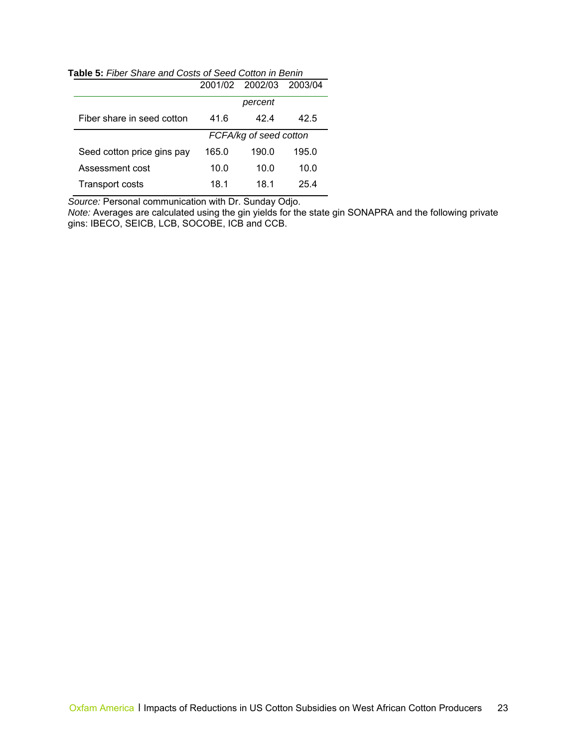**Table 5:** *Fiber Share and Costs of Seed Cotton in Benin*

| | 2001/02 | 2002/03 | 2003/04 |
|---|---|---|---|
| | | *percent* | |
| Fiber share in seed cotton | 41.6 | 42.4 | 42.5 |
| | | *FCFA/kg of seed cotton* | |
| Seed cotton price gins pay | 165.0 | 190.0 | 195.0 |
| Assessment cost | 10.0 | 10.0 | 10.0 |
| Transport costs | 18.1 | 18.1 | 25.4 |

*Source:* Personal communication with Dr. Sunday Odjo.
*Note:* Averages are calculated using the gin yields for the state gin SONAPRA and the following private gins: IBECO, SEICB, LCB, SOCOBE, ICB and CCB.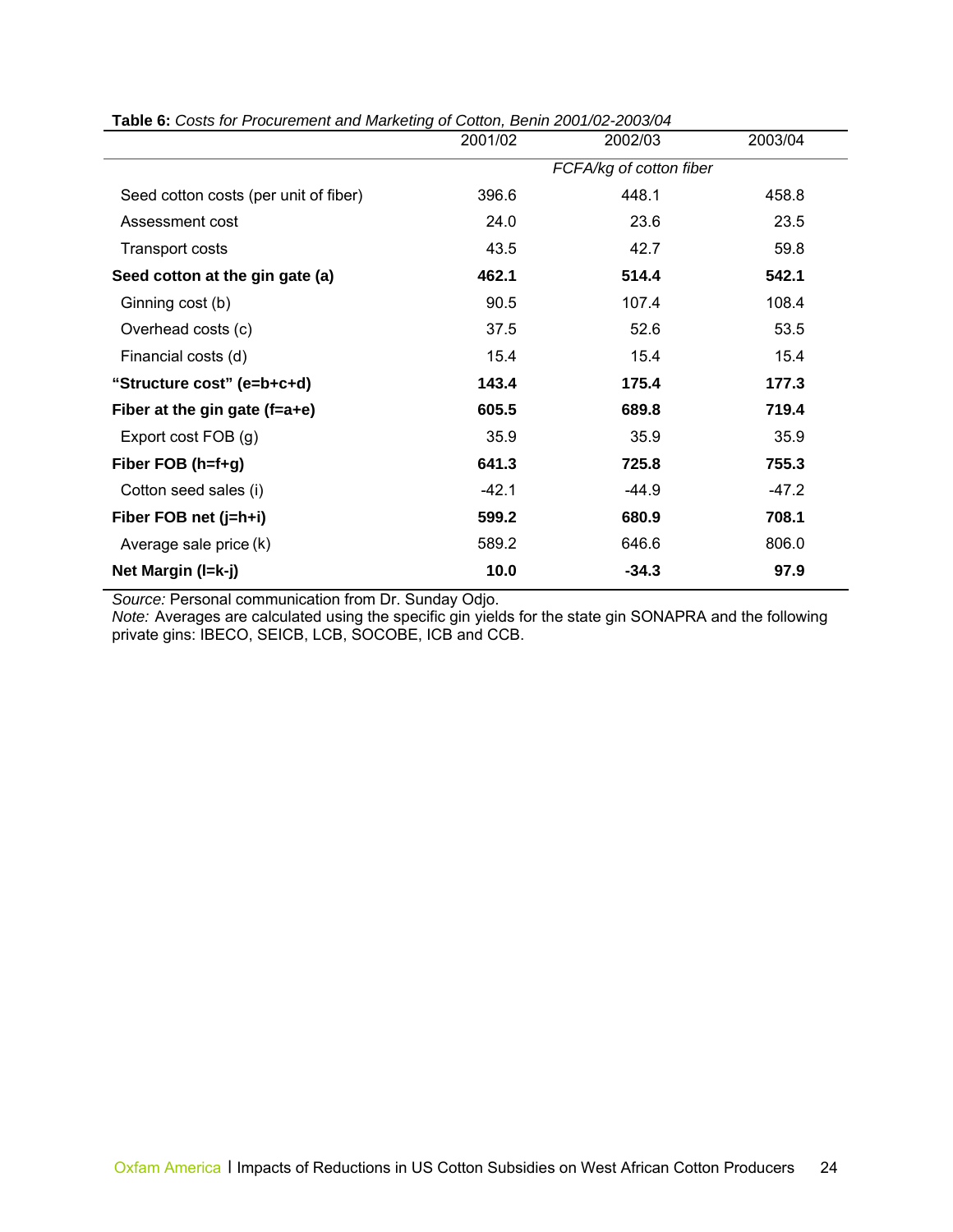**Table 6:** *Costs for Procurement and Marketing of Cotton, Benin 2001/02-2003/04*

| | 2001/02 | 2002/03 | 2003/04 |
|---|---|---|---|
| | | *FCFA/kg of cotton fiber* | |
| Seed cotton costs (per unit of fiber) | 396.6 | 448.1 | 458.8 |
| Assessment cost | 24.0 | 23.6 | 23.5 |
| Transport costs | 43.5 | 42.7 | 59.8 |
| **Seed cotton at the gin gate (a)** | **462.1** | **514.4** | **542.1** |
| Ginning cost (b) | 90.5 | 107.4 | 108.4 |
| Overhead costs (c) | 37.5 | 52.6 | 53.5 |
| Financial costs (d) | 15.4 | 15.4 | 15.4 |
| **"Structure cost" (e=b+c+d)** | **143.4** | **175.4** | **177.3** |
| **Fiber at the gin gate (f=a+e)** | **605.5** | **689.8** | **719.4** |
| Export cost FOB (g) | 35.9 | 35.9 | 35.9 |
| **Fiber FOB (h=f+g)** | **641.3** | **725.8** | **755.3** |
| Cotton seed sales (i) | -42.1 | -44.9 | -47.2 |
| **Fiber FOB net (j=h+i)** | **599.2** | **680.9** | **708.1** |
| Average sale price (k) | 589.2 | 646.6 | 806.0 |
| **Net Margin (l=k-j)** | **10.0** | **-34.3** | **97.9** |

*Source:* Personal communication from Dr. Sunday Odjo.
*Note:* Averages are calculated using the specific gin yields for the state gin SONAPRA and the following private gins: IBECO, SEICB, LCB, SOCOBE, ICB and CCB.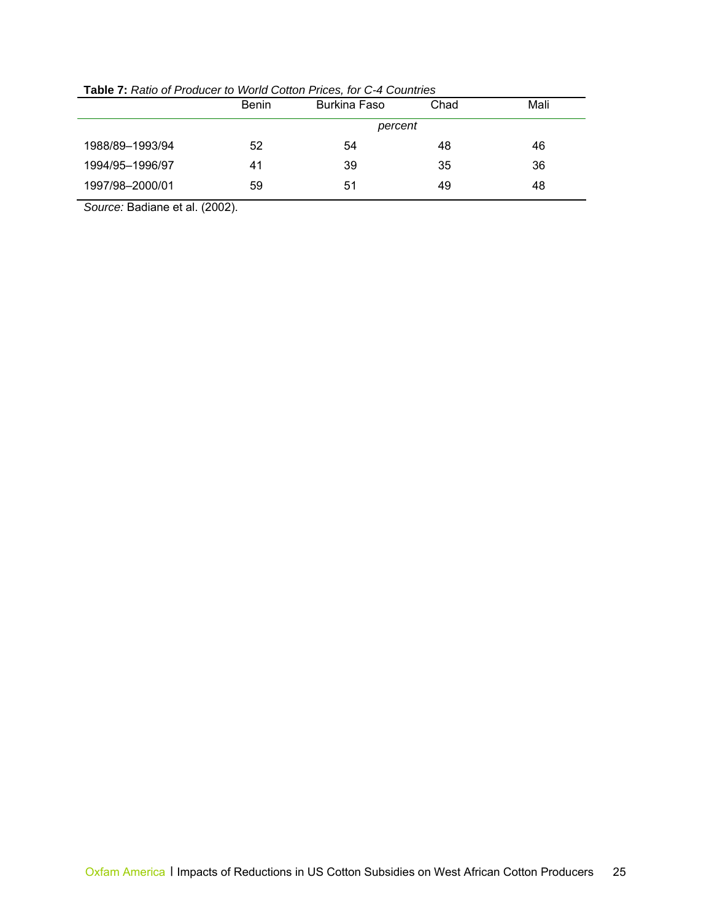**Table 7:** *Ratio of Producer to World Cotton Prices, for C-4 Countries*

| | Benin | Burkina Faso | Chad | Mali |
|---|---|---|---|---|
| | | *percent* | | |
| 1988/89–1993/94 | 52 | 54 | 48 | 46 |
| 1994/95–1996/97 | 41 | 39 | 35 | 36 |
| 1997/98–2000/01 | 59 | 51 | 49 | 48 |

*Source:* Badiane et al. (2002).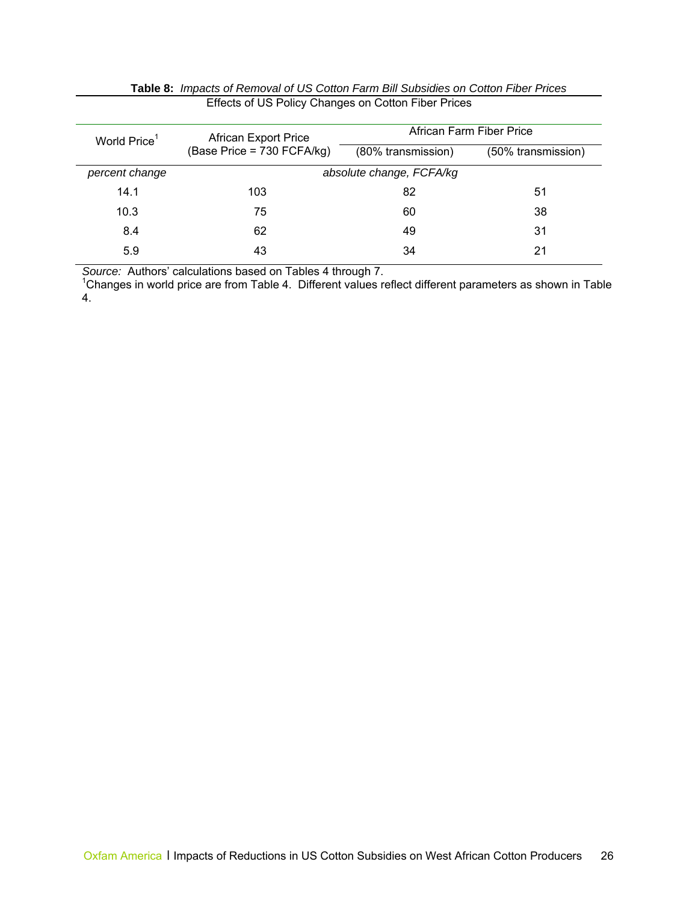**Table 8:** *Impacts of Removal of US Cotton Farm Bill Subsidies on Cotton Fiber Prices*

Effects of US Policy Changes on Cotton Fiber Prices

| World Price[1] | African Export Price (Base Price = 730 FCFA/kg) | African Farm Fiber Price | |
|---|---|---|---|
| | | (80% transmission) | (50% transmission) |
| *percent change* | *absolute change, FCFA/kg* | | |
| 14.1 | 103 | 82 | 51 |
| 10.3 | 75 | 60 | 38 |
| 8.4 | 62 | 49 | 31 |
| 5.9 | 43 | 34 | 21 |

*Source:* Authors' calculations based on Tables 4 through 7.

[1]Changes in world price are from Table 4. Different values reflect different parameters as shown in Table 4.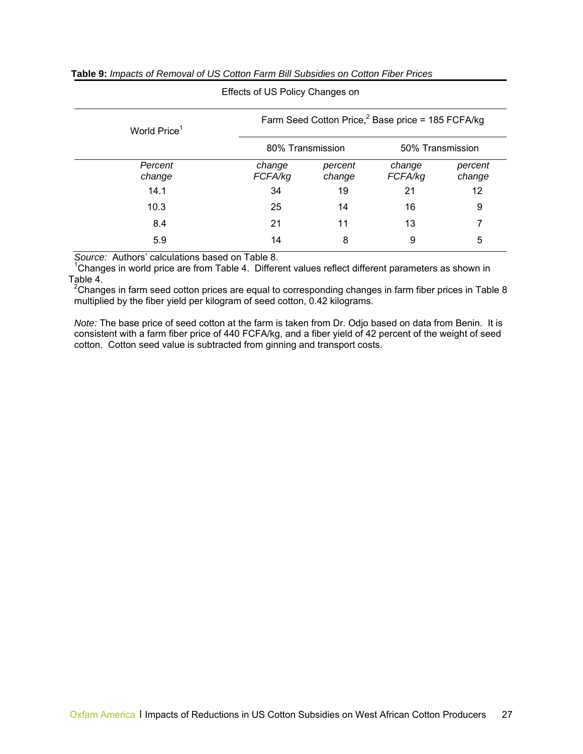**Table 9:** *Impacts of Removal of US Cotton Farm Bill Subsidies on Cotton Fiber Prices*

| Effects of US Policy Changes on | | | | |
|---|---|---|---|---|
| World Price[1] | Farm Seed Cotton Price,[2] Base price = 185 FCFA/kg | | | |
| | 80% Transmission | | 50% Transmission | |
| *Percent change* | *change FCFA/kg* | *percent change* | *change FCFA/kg* | *percent change* |
| 14.1 | 34 | 19 | 21 | 12 |
| 10.3 | 25 | 14 | 16 | 9 |
| 8.4 | 21 | 11 | 13 | 7 |
| 5.9 | 14 | 8 | 9 | 5 |

*Source:* Authors' calculations based on Table 8.

[1]Changes in world price are from Table 4. Different values reflect different parameters as shown in Table 4.

[2]Changes in farm seed cotton prices are equal to corresponding changes in farm fiber prices in Table 8 multiplied by the fiber yield per kilogram of seed cotton, 0.42 kilograms.

*Note:* The base price of seed cotton at the farm is taken from Dr. Odjo based on data from Benin. It is consistent with a farm fiber price of 440 FCFA/kg, and a fiber yield of 42 percent of the weight of seed cotton. Cotton seed value is subtracted from ginning and transport costs.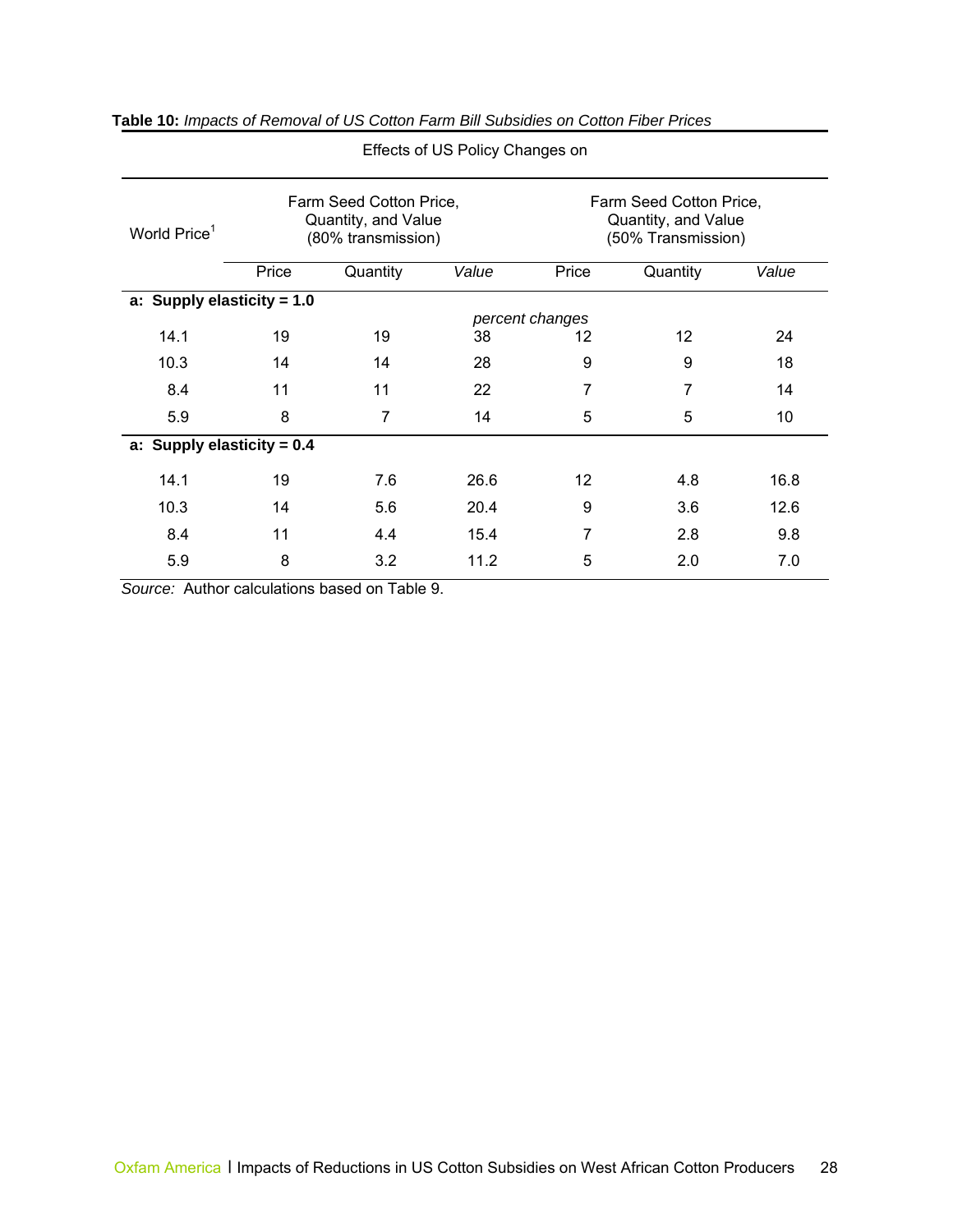**Table 10:** *Impacts of Removal of US Cotton Farm Bill Subsidies on Cotton Fiber Prices*

| | Effects of US Policy Changes on | | | | | |
|---|---|---|---|---|---|---|
| World Price[1] | Farm Seed Cotton Price, Quantity, and Value (80% transmission) | | | Farm Seed Cotton Price, Quantity, and Value (50% Transmission) | | |
| | Price | Quantity | *Value* | Price | Quantity | *Value* |
| **a: Supply elasticity = 1.0** | | | *percent changes* | | | |
| 14.1 | 19 | 19 | 38 | 12 | 12 | 24 |
| 10.3 | 14 | 14 | 28 | 9 | 9 | 18 |
| 8.4 | 11 | 11 | 22 | 7 | 7 | 14 |
| 5.9 | 8 | 7 | 14 | 5 | 5 | 10 |
| **a: Supply elasticity = 0.4** | | | | | | |
| 14.1 | 19 | 7.6 | 26.6 | 12 | 4.8 | 16.8 |
| 10.3 | 14 | 5.6 | 20.4 | 9 | 3.6 | 12.6 |
| 8.4 | 11 | 4.4 | 15.4 | 7 | 2.8 | 9.8 |
| 5.9 | 8 | 3.2 | 11.2 | 5 | 2.0 | 7.0 |

*Source:* Author calculations based on Table 9.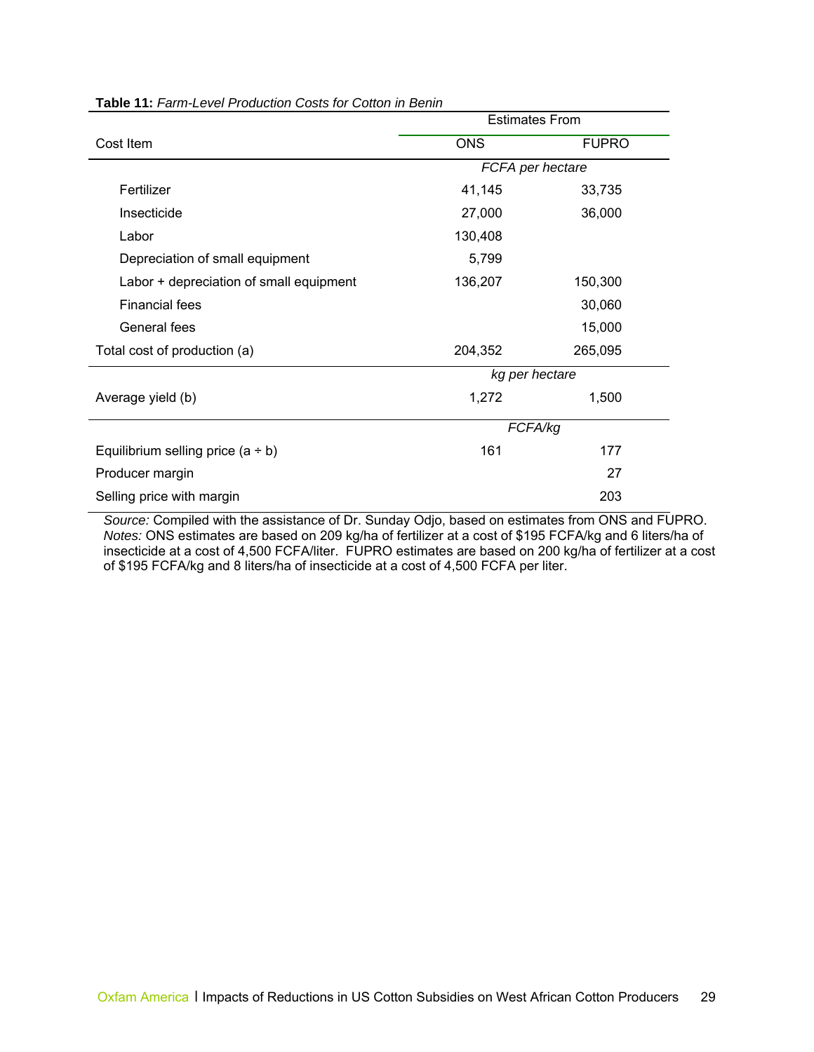**Table 11:** *Farm-Level Production Costs for Cotton in Benin*

| Cost Item | Estimates From | |
|---|---|---|
| | ONS | FUPRO |
| | *FCFA per hectare* | |
| Fertilizer | 41,145 | 33,735 |
| Insecticide | 27,000 | 36,000 |
| Labor | 130,408 | |
| Depreciation of small equipment | 5,799 | |
| Labor + depreciation of small equipment | 136,207 | 150,300 |
| Financial fees | | 30,060 |
| General fees | | 15,000 |
| Total cost of production (a) | 204,352 | 265,095 |
| | *kg per hectare* | |
| Average yield (b) | 1,272 | 1,500 |
| | *FCFA/kg* | |
| Equilibrium selling price (a ÷ b) | 161 | 177 |
| Producer margin | | 27 |
| Selling price with margin | | 203 |

*Source:* Compiled with the assistance of Dr. Sunday Odjo, based on estimates from ONS and FUPRO.
*Notes:* ONS estimates are based on 209 kg/ha of fertilizer at a cost of $195 FCFA/kg and 6 liters/ha of insecticide at a cost of 4,500 FCFA/liter. FUPRO estimates are based on 200 kg/ha of fertilizer at a cost of $195 FCFA/kg and 8 liters/ha of insecticide at a cost of 4,500 FCFA per liter.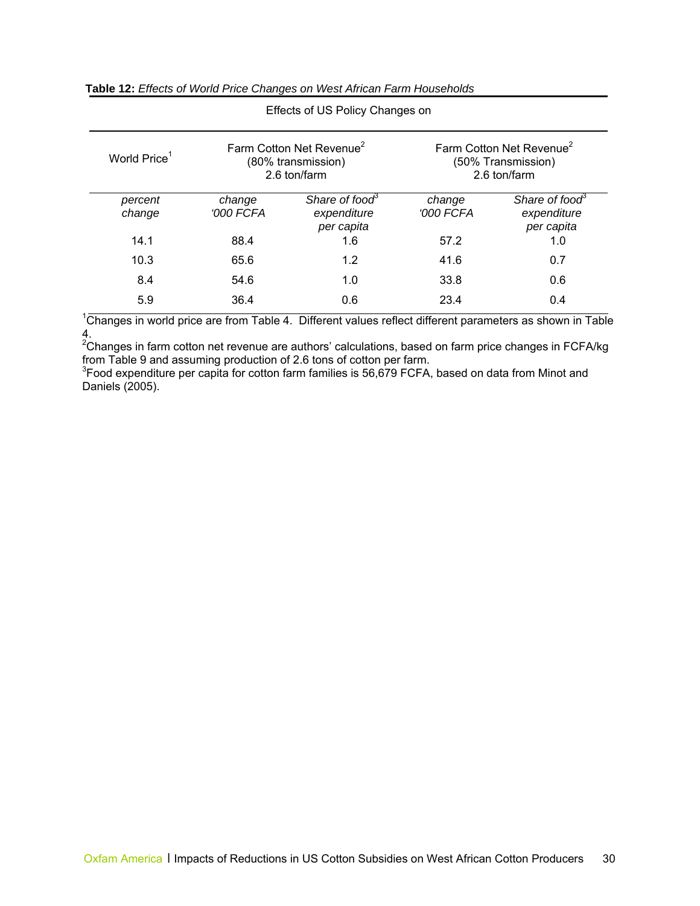**Table 12:** *Effects of World Price Changes on West African Farm Households*

| | Effects of US Policy Changes on | | | |
|---|---|---|---|---|
| World Price[1] | Farm Cotton Net Revenue[2] (80% transmission) 2.6 ton/farm | | Farm Cotton Net Revenue[2] (50% Transmission) 2.6 ton/farm | |
| *percent change* | *change '000 FCFA* | *Share of food[3] expenditure per capita* | *change '000 FCFA* | *Share of food[3] expenditure per capita* |
| 14.1 | 88.4 | 1.6 | 57.2 | 1.0 |
| 10.3 | 65.6 | 1.2 | 41.6 | 0.7 |
| 8.4 | 54.6 | 1.0 | 33.8 | 0.6 |
| 5.9 | 36.4 | 0.6 | 23.4 | 0.4 |

[1]Changes in world price are from Table 4. Different values reflect different parameters as shown in Table 4.
[2]Changes in farm cotton net revenue are authors' calculations, based on farm price changes in FCFA/kg from Table 9 and assuming production of 2.6 tons of cotton per farm.
[3]Food expenditure per capita for cotton farm families is 56,679 FCFA, based on data from Minot and Daniels (2005).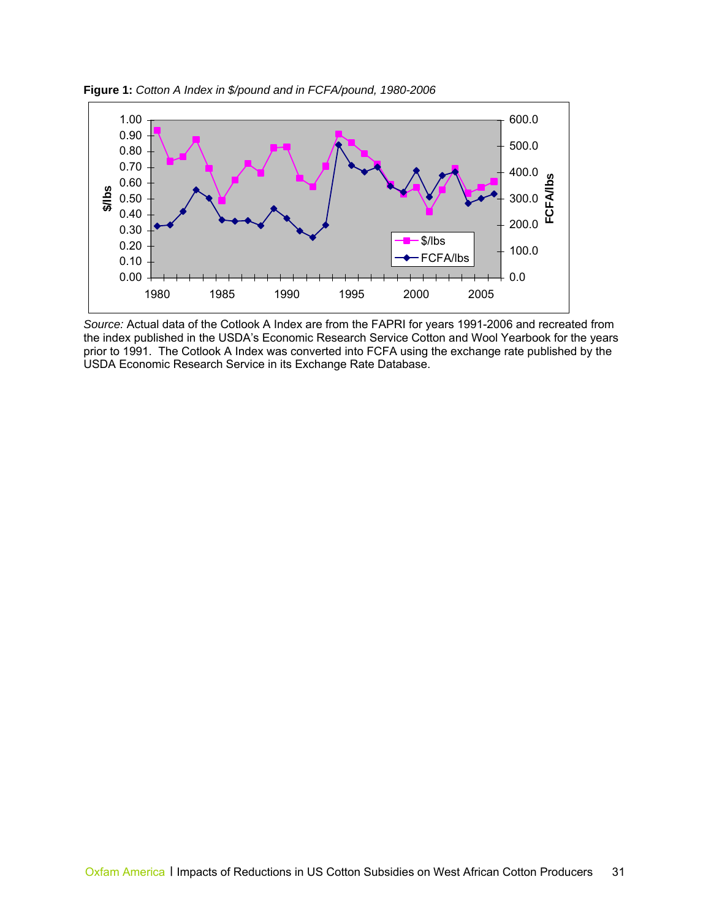**Figure 1:** *Cotton A Index in $/pound and in FCFA/pound, 1980-2006*

*Source:* Actual data of the Cotlook A Index are from the FAPRI for years 1991-2006 and recreated from the index published in the USDA's Economic Research Service Cotton and Wool Yearbook for the years prior to 1991. The Cotlook A Index was converted into FCFA using the exchange rate published by the USDA Economic Research Service in its Exchange Rate Database.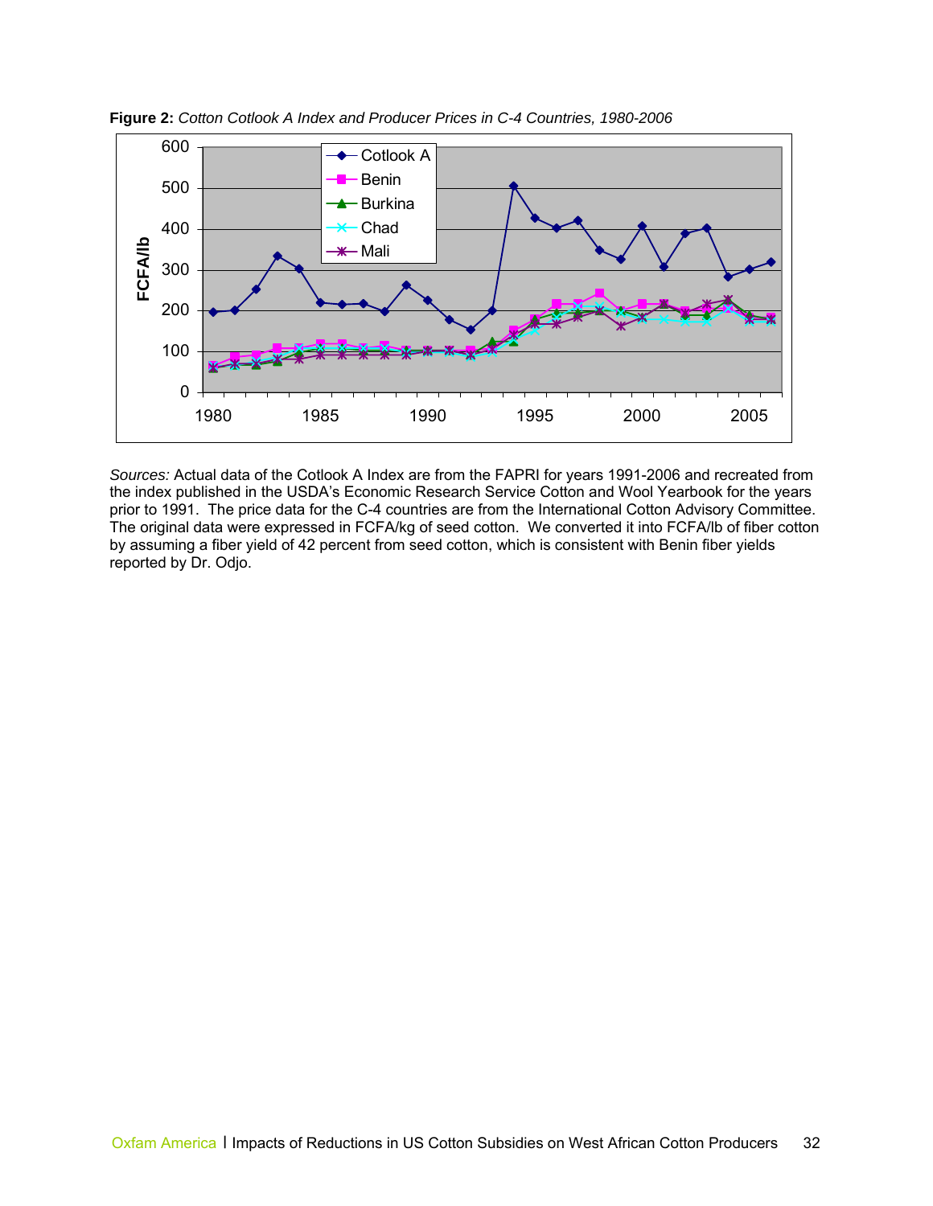**Figure 2:** *Cotton Cotlook A Index and Producer Prices in C-4 Countries, 1980-2006*

*Sources:* Actual data of the Cotlook A Index are from the FAPRI for years 1991-2006 and recreated from the index published in the USDA's Economic Research Service Cotton and Wool Yearbook for the years prior to 1991. The price data for the C-4 countries are from the International Cotton Advisory Committee. The original data were expressed in FCFA/kg of seed cotton. We converted it into FCFA/lb of fiber cotton by assuming a fiber yield of 42 percent from seed cotton, which is consistent with Benin fiber yields reported by Dr. Odjo.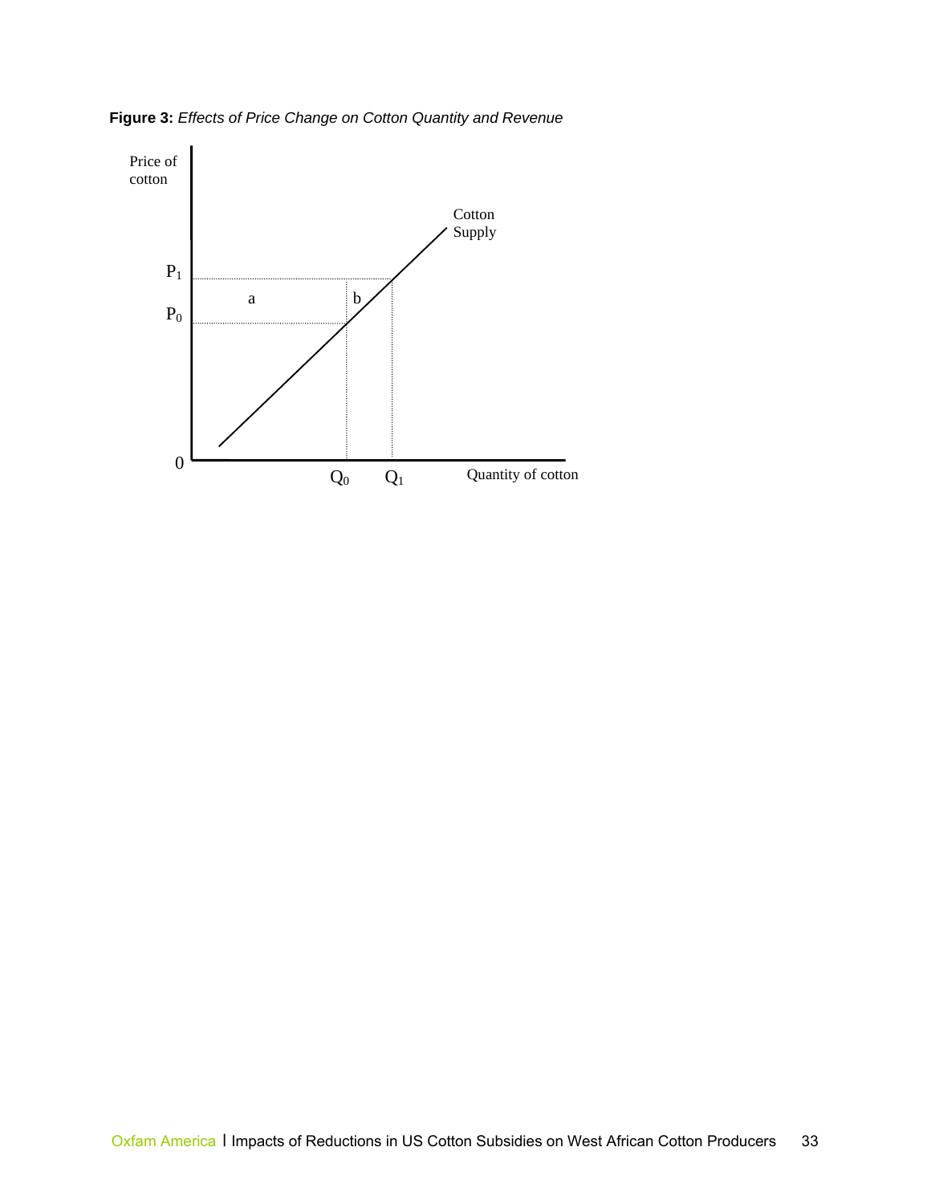**Figure 3:** *Effects of Price Change on Cotton Quantity and Revenue*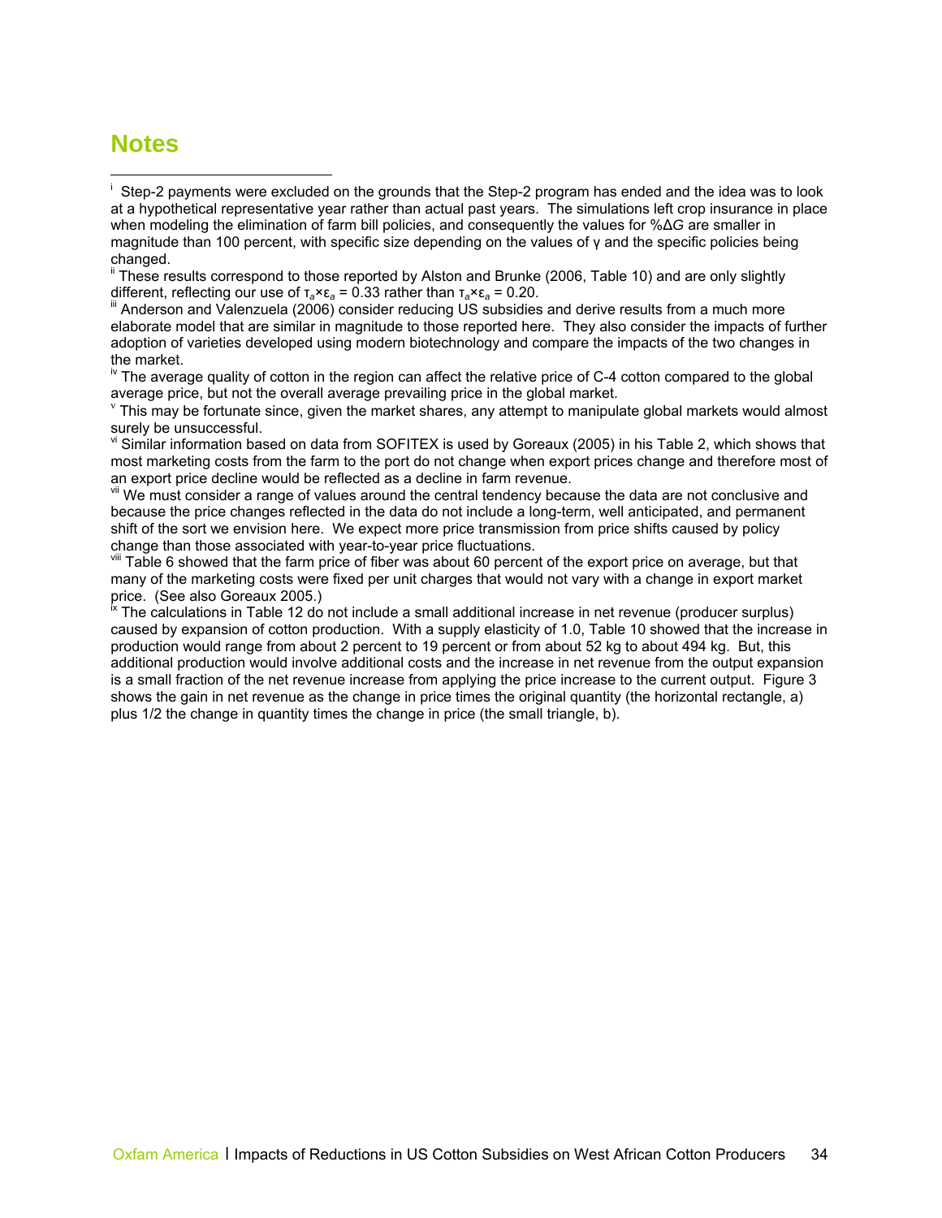## Notes

[i] Step-2 payments were excluded on the grounds that the Step-2 program has ended and the idea was to look at a hypothetical representative year rather than actual past years. The simulations left crop insurance in place when modeling the elimination of farm bill policies, and consequently the values for $\%\Delta G$ are smaller in magnitude than 100 percent, with specific size depending on the values of $\gamma$ and the specific policies being changed.

[ii] These results correspond to those reported by Alston and Brunke (2006, Table 10) and are only slightly different, reflecting our use of $\tau_a \times \varepsilon_a = 0.33$ rather than $\tau_a \times \varepsilon_a = 0.20$.

[iii] Anderson and Valenzuela (2006) consider reducing US subsidies and derive results from a much more elaborate model that are similar in magnitude to those reported here. They also consider the impacts of further adoption of varieties developed using modern biotechnology and compare the impacts of the two changes in the market.

[iv] The average quality of cotton in the region can affect the relative price of C-4 cotton compared to the global average price, but not the overall average prevailing price in the global market.

[v] This may be fortunate since, given the market shares, any attempt to manipulate global markets would almost surely be unsuccessful.

[vi] Similar information based on data from SOFITEX is used by Goreaux (2005) in his Table 2, which shows that most marketing costs from the farm to the port do not change when export prices change and therefore most of an export price decline would be reflected as a decline in farm revenue.

[vii] We must consider a range of values around the central tendency because the data are not conclusive and because the price changes reflected in the data do not include a long-term, well anticipated, and permanent shift of the sort we envision here. We expect more price transmission from price shifts caused by policy change than those associated with year-to-year price fluctuations.

[viii] Table 6 showed that the farm price of fiber was about 60 percent of the export price on average, but that many of the marketing costs were fixed per unit charges that would not vary with a change in export market price. (See also Goreaux 2005.)

[ix] The calculations in Table 12 do not include a small additional increase in net revenue (producer surplus) caused by expansion of cotton production. With a supply elasticity of 1.0, Table 10 showed that the increase in production would range from about 2 percent to 19 percent or from about 52 kg to about 494 kg. But, this additional production would involve additional costs and the increase in net revenue from the output expansion is a small fraction of the net revenue increase from applying the price increase to the current output. Figure 3 shows the gain in net revenue as the change in price times the original quantity (the horizontal rectangle, a) plus 1/2 the change in quantity times the change in price (the small triangle, b).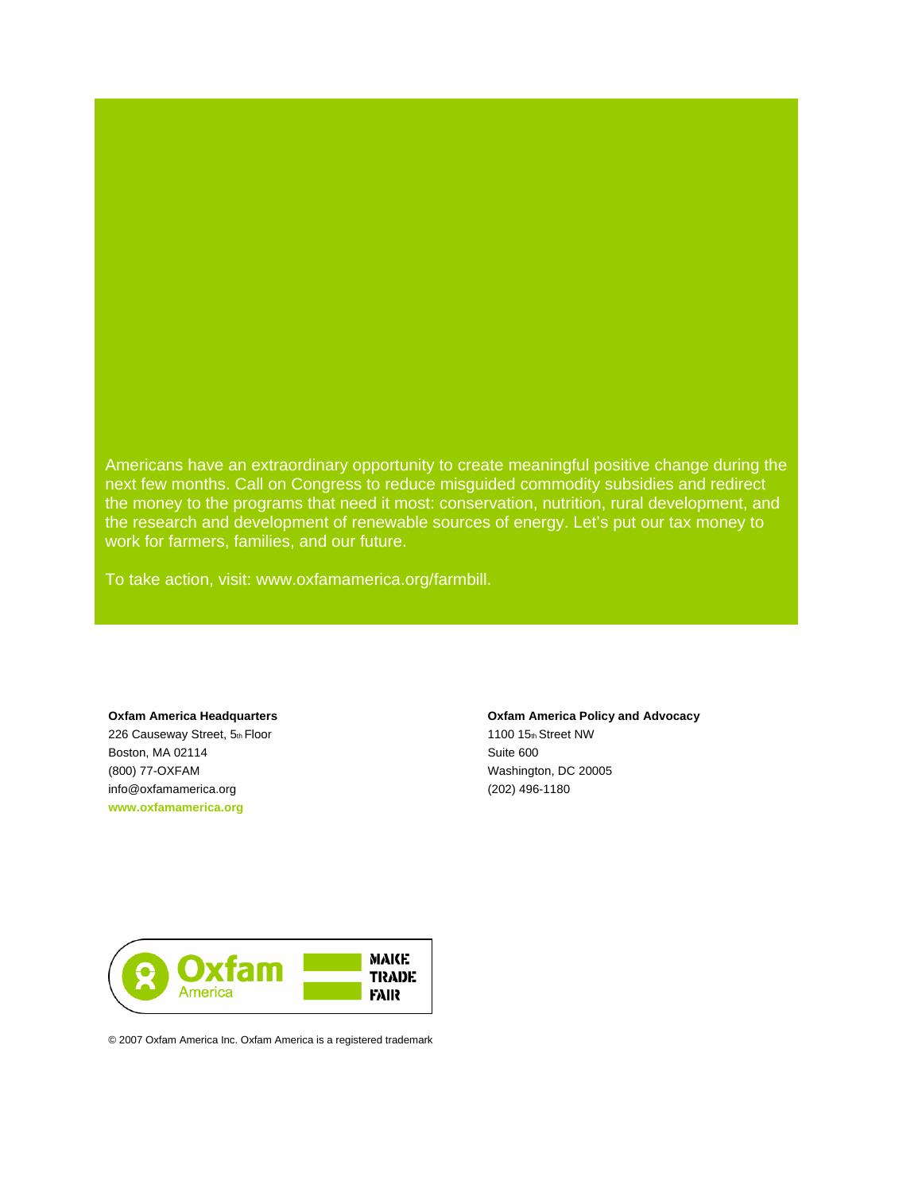Americans have an extraordinary opportunity to create meaningful positive change during the next few months. Call on Congress to reduce misguided commodity subsidies and redirect the money to the programs that need it most: conservation, nutrition, rural development, and the research and development of renewable sources of energy. Let's put our tax money to work for farmers, families, and our future.

To take action, visit: www.oxfamamerica.org/farmbill.

**Oxfam America Headquarters**
226 Causeway Street, 5th Floor
Boston, MA 02114
(800) 77-OXFAM
info@oxfamamerica.org
**www.oxfamamerica.org**

**Oxfam America Policy and Advocacy**
1100 15th Street NW
Suite 600
Washington, DC 20005
(202) 496-1180

Oxfam America MAKE TRADE FAIR

© 2007 Oxfam America Inc. Oxfam America is a registered trademark